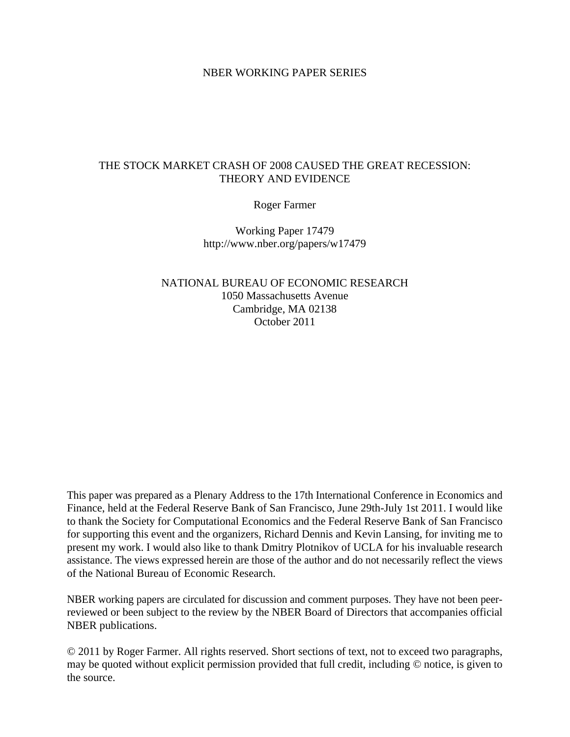NBER WORKING PAPER SERIES

# THE STOCK MARKET CRASH OF 2008 CAUSED THE GREAT RECESSION: THEORY AND EVIDENCE

Roger Farmer

Working Paper 17479
http://www.nber.org/papers/w17479

NATIONAL BUREAU OF ECONOMIC RESEARCH
1050 Massachusetts Avenue
Cambridge, MA 02138
October 2011

This paper was prepared as a Plenary Address to the 17th International Conference in Economics and Finance, held at the Federal Reserve Bank of San Francisco, June 29th-July 1st 2011. I would like to thank the Society for Computational Economics and the Federal Reserve Bank of San Francisco for supporting this event and the organizers, Richard Dennis and Kevin Lansing, for inviting me to present my work. I would also like to thank Dmitry Plotnikov of UCLA for his invaluable research assistance. The views expressed herein are those of the author and do not necessarily reflect the views of the National Bureau of Economic Research.

NBER working papers are circulated for discussion and comment purposes. They have not been peer-reviewed or been subject to the review by the NBER Board of Directors that accompanies official NBER publications.

© 2011 by Roger Farmer. All rights reserved. Short sections of text, not to exceed two paragraphs, may be quoted without explicit permission provided that full credit, including © notice, is given to the source.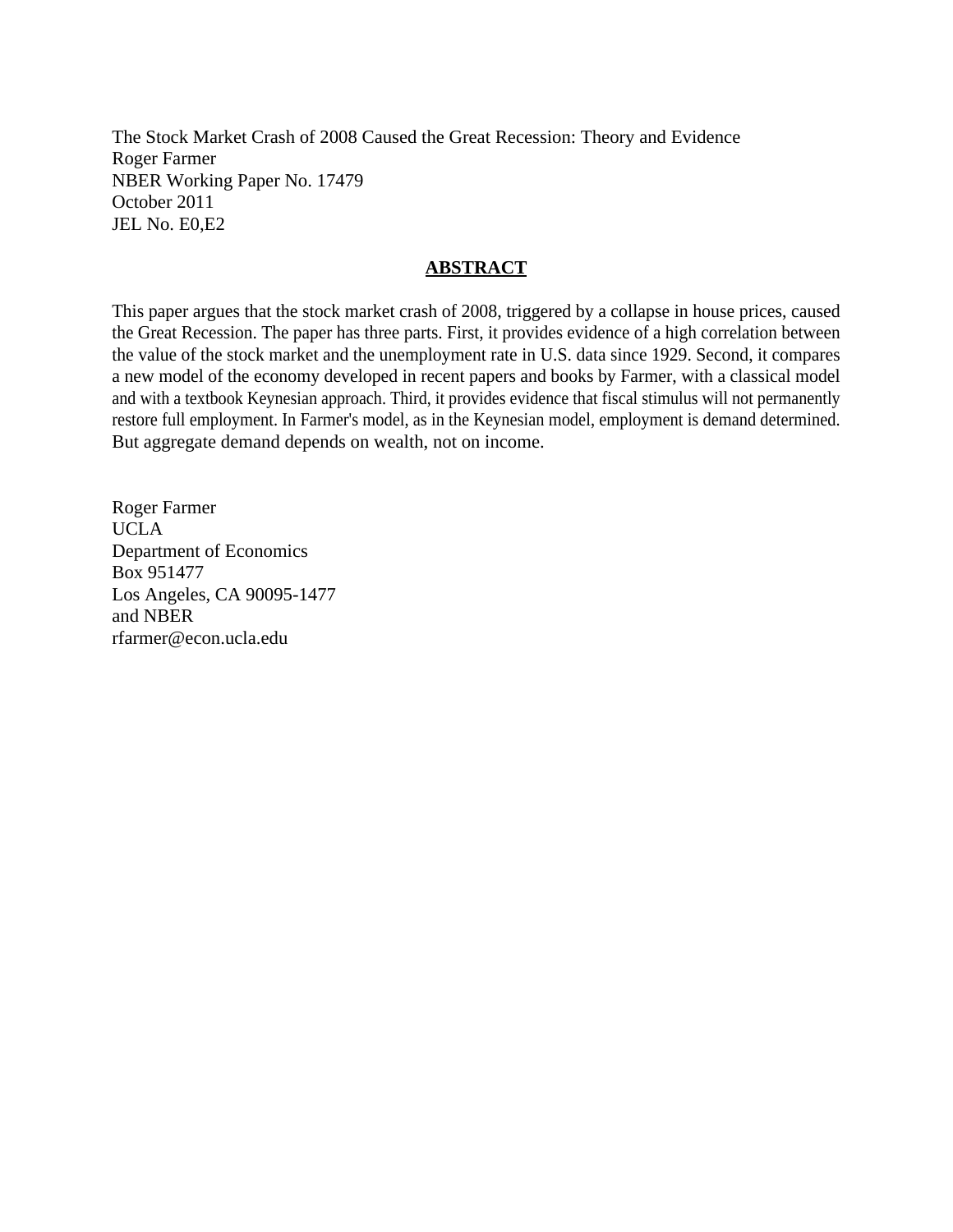The Stock Market Crash of 2008 Caused the Great Recession: Theory and Evidence
Roger Farmer
NBER Working Paper No. 17479
October 2011
JEL No. E0,E2

## ABSTRACT

This paper argues that the stock market crash of 2008, triggered by a collapse in house prices, caused the Great Recession. The paper has three parts. First, it provides evidence of a high correlation between the value of the stock market and the unemployment rate in U.S. data since 1929. Second, it compares a new model of the economy developed in recent papers and books by Farmer, with a classical model and with a textbook Keynesian approach. Third, it provides evidence that fiscal stimulus will not permanently restore full employment. In Farmer's model, as in the Keynesian model, employment is demand determined. But aggregate demand depends on wealth, not on income.

Roger Farmer
UCLA
Department of Economics
Box 951477
Los Angeles, CA 90095-1477
and NBER
rfarmer@econ.ucla.edu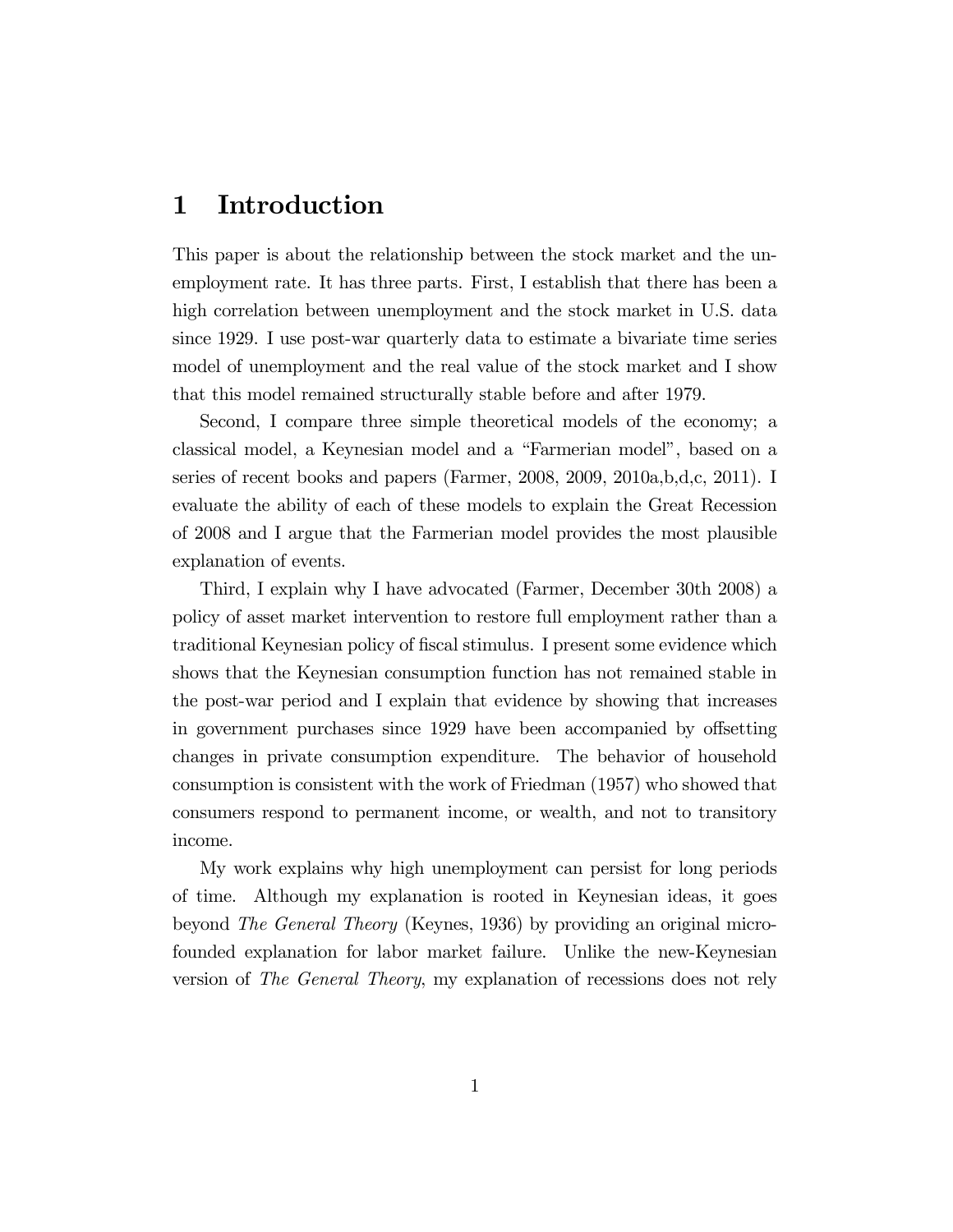# 1 Introduction

This paper is about the relationship between the stock market and the unemployment rate. It has three parts. First, I establish that there has been a high correlation between unemployment and the stock market in U.S. data since 1929. I use post-war quarterly data to estimate a bivariate time series model of unemployment and the real value of the stock market and I show that this model remained structurally stable before and after 1979.

Second, I compare three simple theoretical models of the economy; a classical model, a Keynesian model and a "Farmerian model", based on a series of recent books and papers (Farmer, 2008, 2009, 2010a,b,d,c, 2011). I evaluate the ability of each of these models to explain the Great Recession of 2008 and I argue that the Farmerian model provides the most plausible explanation of events.

Third, I explain why I have advocated (Farmer, December 30th 2008) a policy of asset market intervention to restore full employment rather than a traditional Keynesian policy of fiscal stimulus. I present some evidence which shows that the Keynesian consumption function has not remained stable in the post-war period and I explain that evidence by showing that increases in government purchases since 1929 have been accompanied by offsetting changes in private consumption expenditure. The behavior of household consumption is consistent with the work of Friedman (1957) who showed that consumers respond to permanent income, or wealth, and not to transitory income.

My work explains why high unemployment can persist for long periods of time. Although my explanation is rooted in Keynesian ideas, it goes beyond *The General Theory* (Keynes, 1936) by providing an original micro-founded explanation for labor market failure. Unlike the new-Keynesian version of *The General Theory*, my explanation of recessions does not rely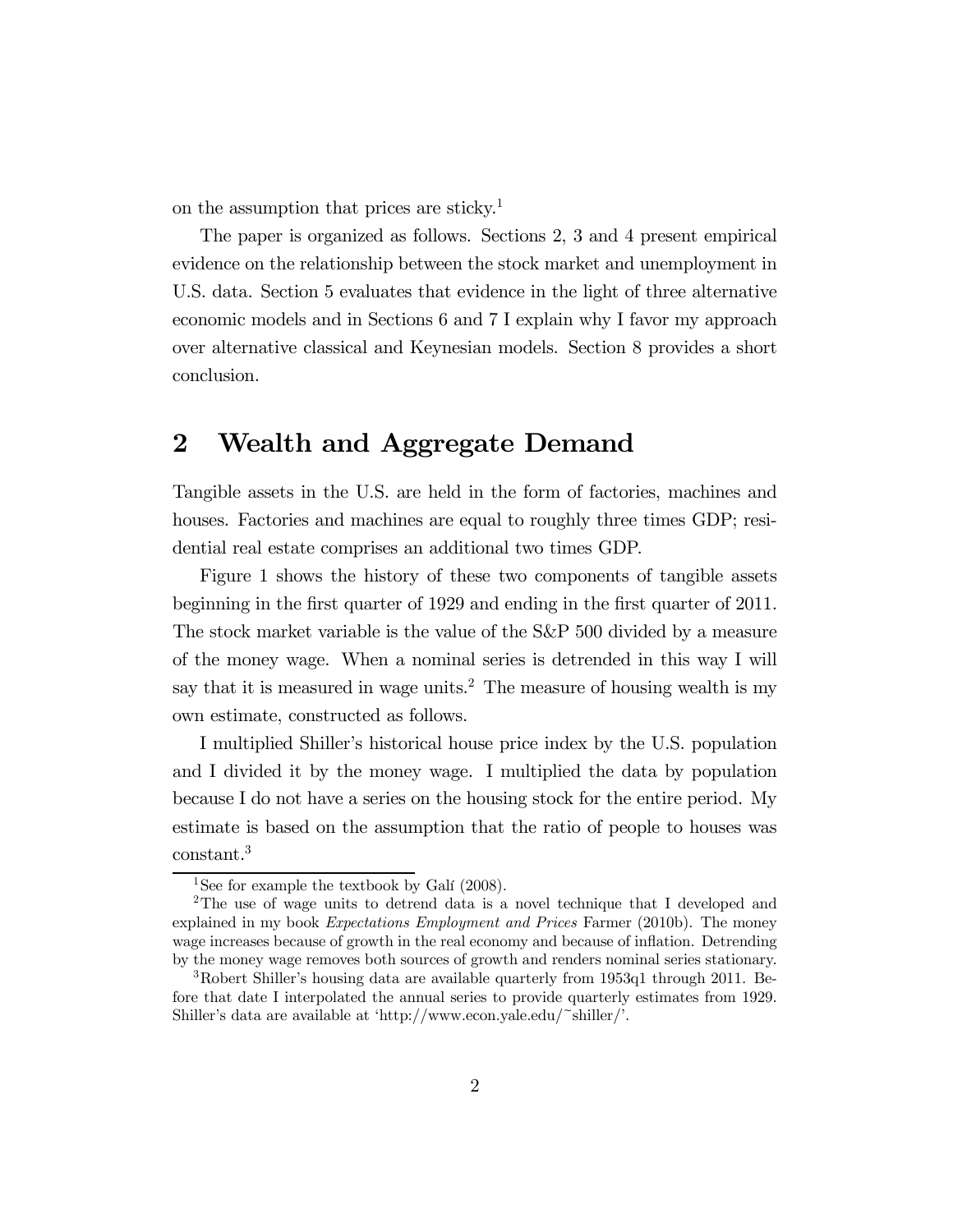on the assumption that prices are sticky.[1]

The paper is organized as follows. Sections 2, 3 and 4 present empirical evidence on the relationship between the stock market and unemployment in U.S. data. Section 5 evaluates that evidence in the light of three alternative economic models and in Sections 6 and 7 I explain why I favor my approach over alternative classical and Keynesian models. Section 8 provides a short conclusion.

## 2 Wealth and Aggregate Demand

Tangible assets in the U.S. are held in the form of factories, machines and houses. Factories and machines are equal to roughly three times GDP; residential real estate comprises an additional two times GDP.

Figure 1 shows the history of these two components of tangible assets beginning in the first quarter of 1929 and ending in the first quarter of 2011. The stock market variable is the value of the S&P 500 divided by a measure of the money wage. When a nominal series is detrended in this way I will say that it is measured in wage units.[2] The measure of housing wealth is my own estimate, constructed as follows.

I multiplied Shiller's historical house price index by the U.S. population and I divided it by the money wage. I multiplied the data by population because I do not have a series on the housing stock for the entire period. My estimate is based on the assumption that the ratio of people to houses was constant.[3]

---

[1] See for example the textbook by Galí (2008).

[2] The use of wage units to detrend data is a novel technique that I developed and explained in my book *Expectations Employment and Prices* Farmer (2010b). The money wage increases because of growth in the real economy and because of inflation. Detrending by the money wage removes both sources of growth and renders nominal series stationary.

[3] Robert Shiller's housing data are available quarterly from 1953q1 through 2011. Before that date I interpolated the annual series to provide quarterly estimates from 1929. Shiller's data are available at 'http://www.econ.yale.edu/~shiller/'.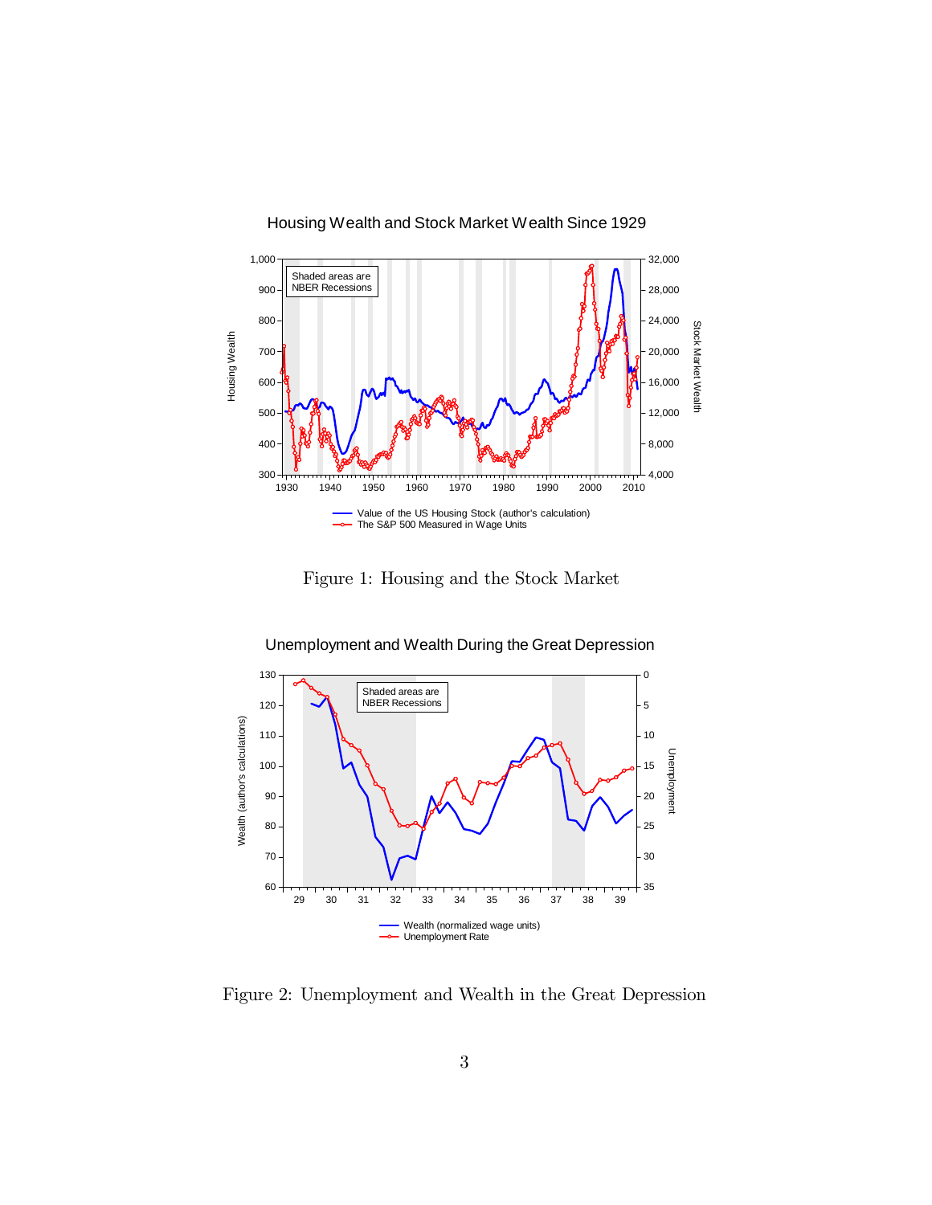Figure 1: Housing and the Stock Market

Figure 2: Unemployment and Wealth in the Great Depression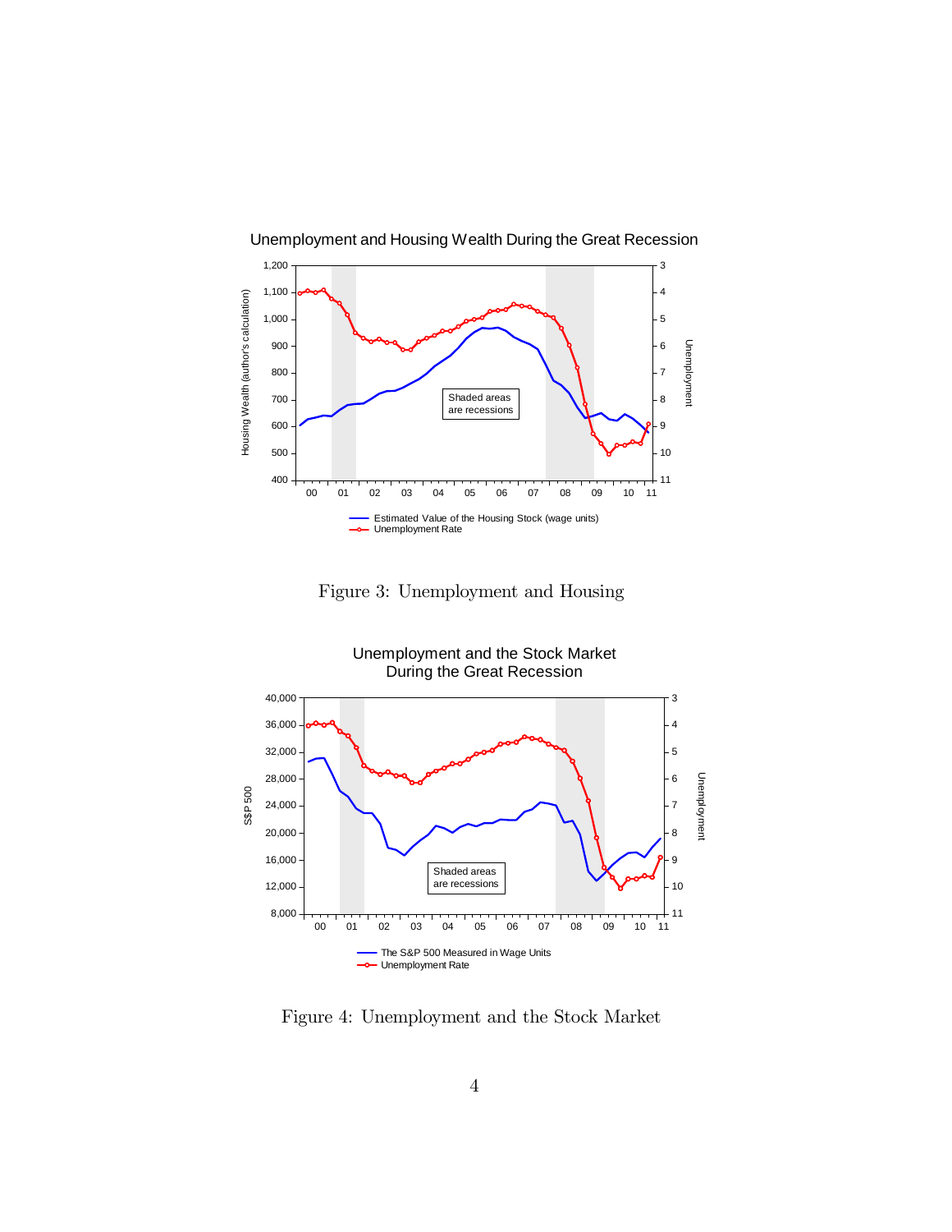Figure 3: Unemployment and Housing

Figure 4: Unemployment and the Stock Market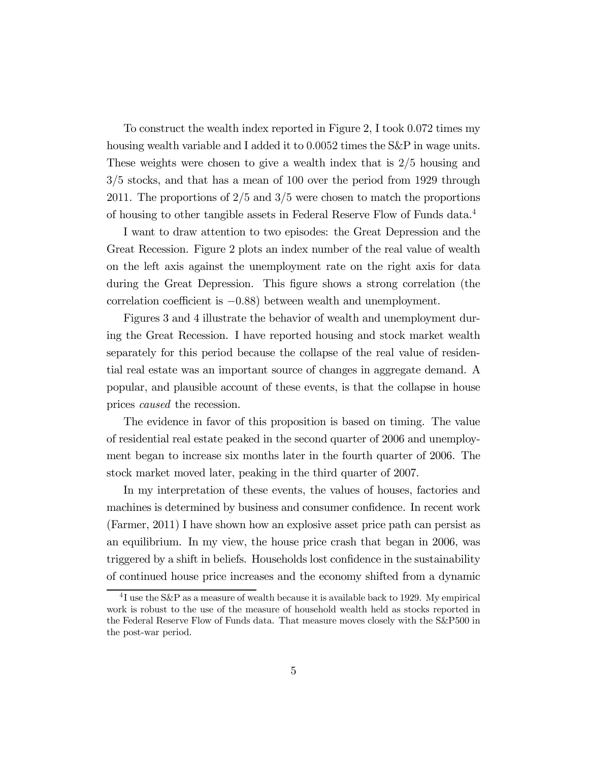To construct the wealth index reported in Figure 2, I took 0.072 times my housing wealth variable and I added it to 0.0052 times the S&P in wage units. These weights were chosen to give a wealth index that is 2/5 housing and 3/5 stocks, and that has a mean of 100 over the period from 1929 through 2011. The proportions of 2/5 and 3/5 were chosen to match the proportions of housing to other tangible assets in Federal Reserve Flow of Funds data.[4]

I want to draw attention to two episodes: the Great Depression and the Great Recession. Figure 2 plots an index number of the real value of wealth on the left axis against the unemployment rate on the right axis for data during the Great Depression. This figure shows a strong correlation (the correlation coefficient is $-0.88$) between wealth and unemployment.

Figures 3 and 4 illustrate the behavior of wealth and unemployment during the Great Recession. I have reported housing and stock market wealth separately for this period because the collapse of the real value of residential real estate was an important source of changes in aggregate demand. A popular, and plausible account of these events, is that the collapse in house prices *caused* the recession.

The evidence in favor of this proposition is based on timing. The value of residential real estate peaked in the second quarter of 2006 and unemployment began to increase six months later in the fourth quarter of 2006. The stock market moved later, peaking in the third quarter of 2007.

In my interpretation of these events, the values of houses, factories and machines is determined by business and consumer confidence. In recent work (Farmer, 2011) I have shown how an explosive asset price path can persist as an equilibrium. In my view, the house price crash that began in 2006, was triggered by a shift in beliefs. Households lost confidence in the sustainability of continued house price increases and the economy shifted from a dynamic

[4] I use the S&P as a measure of wealth because it is available back to 1929. My empirical work is robust to the use of the measure of household wealth held as stocks reported in the Federal Reserve Flow of Funds data. That measure moves closely with the S&P500 in the post-war period.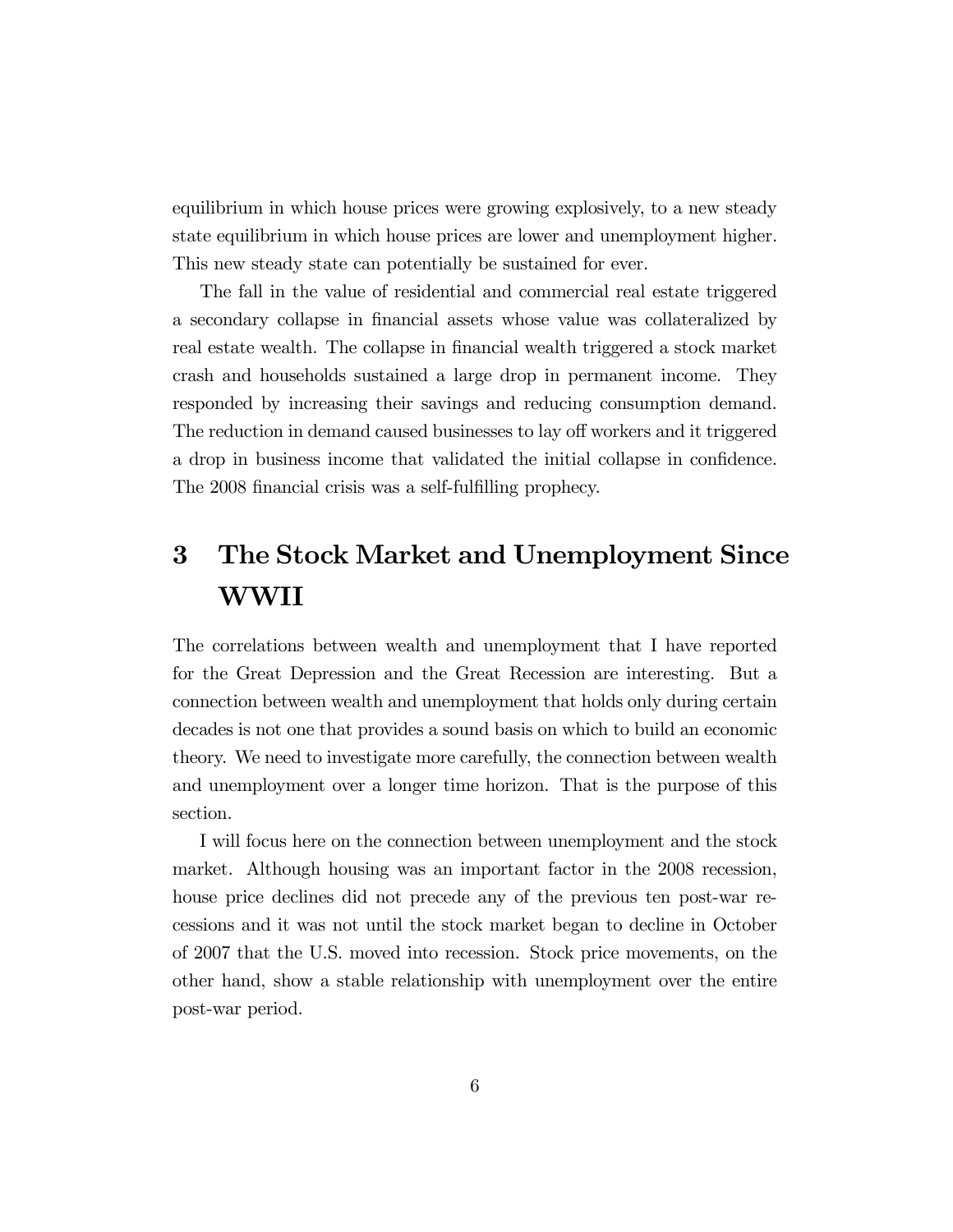equilibrium in which house prices were growing explosively, to a new steady state equilibrium in which house prices are lower and unemployment higher. This new steady state can potentially be sustained for ever.

The fall in the value of residential and commercial real estate triggered a secondary collapse in financial assets whose value was collateralized by real estate wealth. The collapse in financial wealth triggered a stock market crash and households sustained a large drop in permanent income. They responded by increasing their savings and reducing consumption demand. The reduction in demand caused businesses to lay off workers and it triggered a drop in business income that validated the initial collapse in confidence. The 2008 financial crisis was a self-fulfilling prophecy.

# 3 The Stock Market and Unemployment Since WWII

The correlations between wealth and unemployment that I have reported for the Great Depression and the Great Recession are interesting. But a connection between wealth and unemployment that holds only during certain decades is not one that provides a sound basis on which to build an economic theory. We need to investigate more carefully, the connection between wealth and unemployment over a longer time horizon. That is the purpose of this section.

I will focus here on the connection between unemployment and the stock market. Although housing was an important factor in the 2008 recession, house price declines did not precede any of the previous ten post-war recessions and it was not until the stock market began to decline in October of 2007 that the U.S. moved into recession. Stock price movements, on the other hand, show a stable relationship with unemployment over the entire post-war period.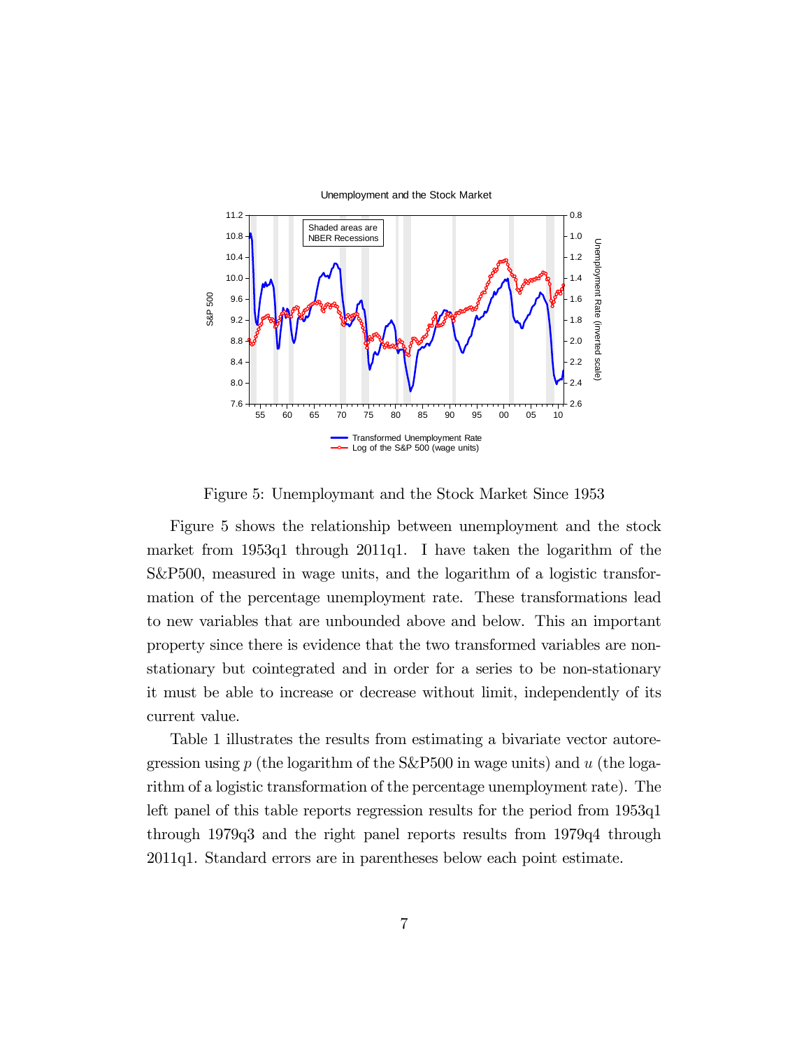Figure 5: Unemploymant and the Stock Market Since 1953

Figure 5 shows the relationship between unemployment and the stock market from 1953q1 through 2011q1. I have taken the logarithm of the S&P500, measured in wage units, and the logarithm of a logistic transformation of the percentage unemployment rate. These transformations lead to new variables that are unbounded above and below. This an important property since there is evidence that the two transformed variables are non-stationary but cointegrated and in order for a series to be non-stationary it must be able to increase or decrease without limit, independently of its current value.

Table 1 illustrates the results from estimating a bivariate vector autoregression using $p$ (the logarithm of the S&P500 in wage units) and $u$ (the logarithm of a logistic transformation of the percentage unemployment rate). The left panel of this table reports regression results for the period from 1953q1 through 1979q3 and the right panel reports results from 1979q4 through 2011q1. Standard errors are in parentheses below each point estimate.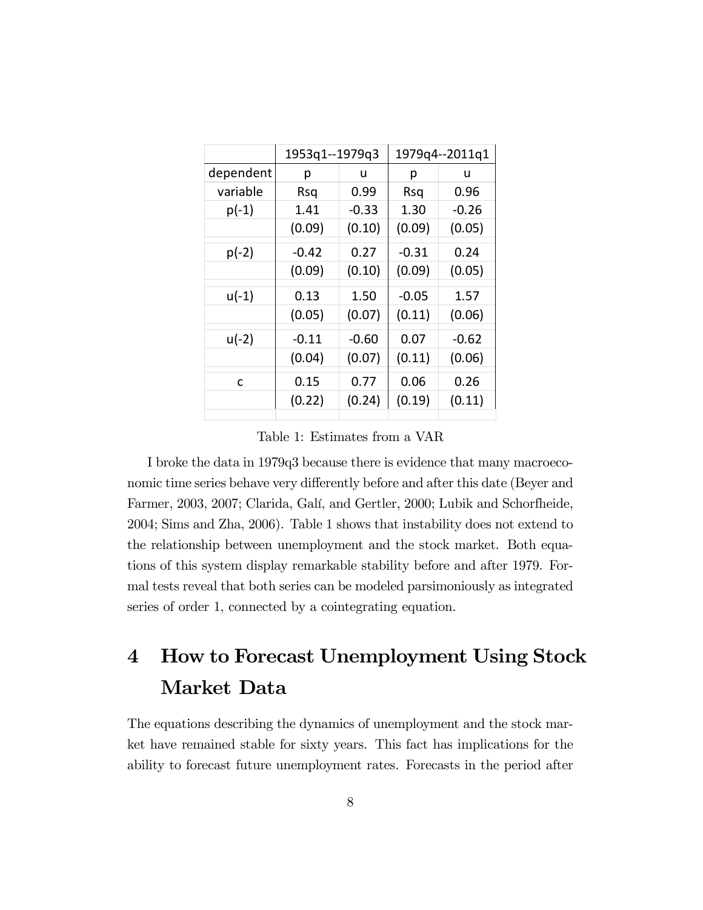| | 1953q1--1979q3 | | 1979q4--2011q1 | |
|---|---|---|---|---|
| dependent | p | u | p | u |
| variable | Rsq | 0.99 | Rsq | 0.96 |
| p(-1) | 1.41 | -0.33 | 1.30 | -0.26 |
| | (0.09) | (0.10) | (0.09) | (0.05) |
| p(-2) | -0.42 | 0.27 | -0.31 | 0.24 |
| | (0.09) | (0.10) | (0.09) | (0.05) |
| u(-1) | 0.13 | 1.50 | -0.05 | 1.57 |
| | (0.05) | (0.07) | (0.11) | (0.06) |
| u(-2) | -0.11 | -0.60 | 0.07 | -0.62 |
| | (0.04) | (0.07) | (0.11) | (0.06) |
| c | 0.15 | 0.77 | 0.06 | 0.26 |
| | (0.22) | (0.24) | (0.19) | (0.11) |

Table 1: Estimates from a VAR

I broke the data in 1979q3 because there is evidence that many macroeconomic time series behave very differently before and after this date (Beyer and Farmer, 2003, 2007; Clarida, Galí, and Gertler, 2000; Lubik and Schorfheide, 2004; Sims and Zha, 2006). Table 1 shows that instability does not extend to the relationship between unemployment and the stock market. Both equations of this system display remarkable stability before and after 1979. Formal tests reveal that both series can be modeled parsimoniously as integrated series of order 1, connected by a cointegrating equation.

# 4 How to Forecast Unemployment Using Stock Market Data

The equations describing the dynamics of unemployment and the stock market have remained stable for sixty years. This fact has implications for the ability to forecast future unemployment rates. Forecasts in the period after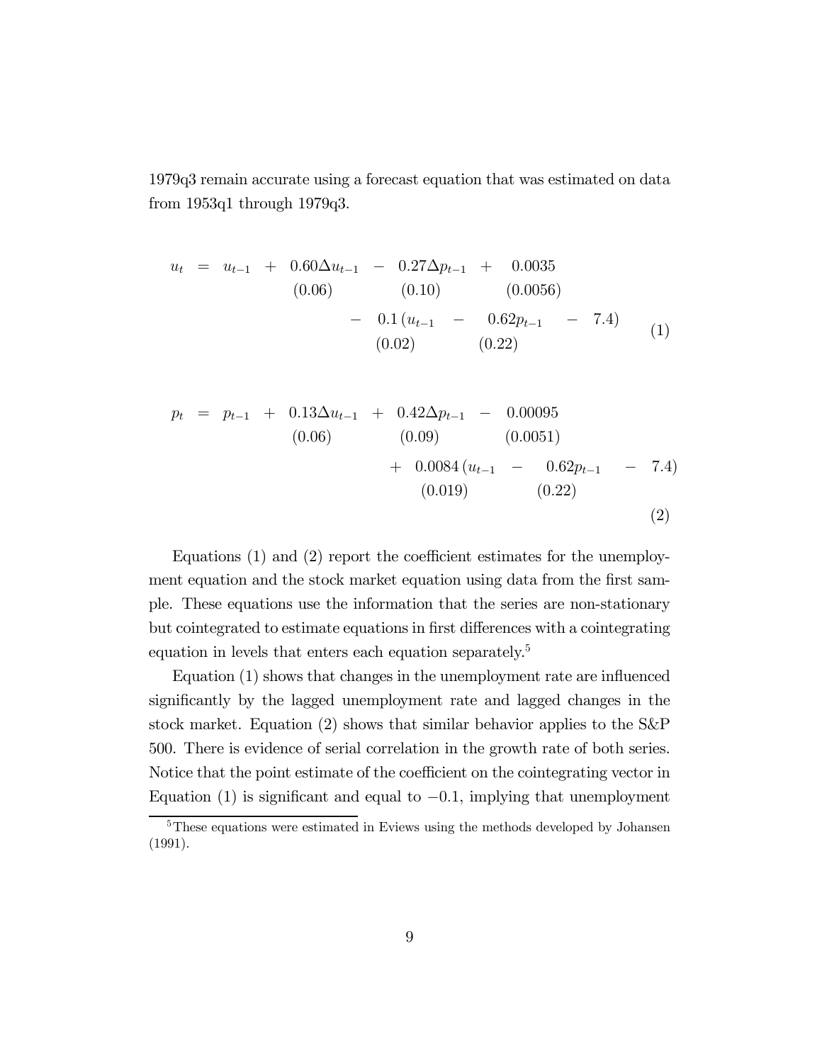1979q3 remain accurate using a forecast equation that was estimated on data from 1953q1 through 1979q3.

$$
\begin{aligned}
u_t &= u_{t-1} + \underset{(0.06)}{0.60}\Delta u_{t-1} - \underset{(0.10)}{0.27}\Delta p_{t-1} + \underset{(0.0056)}{0.0035} \\
&\quad - \underset{(0.02)}{0.1}\,(u_{t-1} - \underset{(0.22)}{0.62}p_{t-1} - 7.4)
\end{aligned} \tag{1}
$$

$$
\begin{aligned}
p_t &= p_{t-1} + \underset{(0.06)}{0.13}\Delta u_{t-1} + \underset{(0.09)}{0.42}\Delta p_{t-1} - \underset{(0.0051)}{0.00095} \\
&\quad + \underset{(0.019)}{0.0084}\,(u_{t-1} - \underset{(0.22)}{0.62}p_{t-1} - 7.4)
\end{aligned} \tag{2}
$$

Equations (1) and (2) report the coefficient estimates for the unemployment equation and the stock market equation using data from the first sample. These equations use the information that the series are non-stationary but cointegrated to estimate equations in first differences with a cointegrating equation in levels that enters each equation separately.[5]

Equation (1) shows that changes in the unemployment rate are influenced significantly by the lagged unemployment rate and lagged changes in the stock market. Equation (2) shows that similar behavior applies to the S&P 500. There is evidence of serial correlation in the growth rate of both series. Notice that the point estimate of the coefficient on the cointegrating vector in Equation (1) is significant and equal to $-0.1$, implying that unemployment

[5]These equations were estimated in Eviews using the methods developed by Johansen (1991).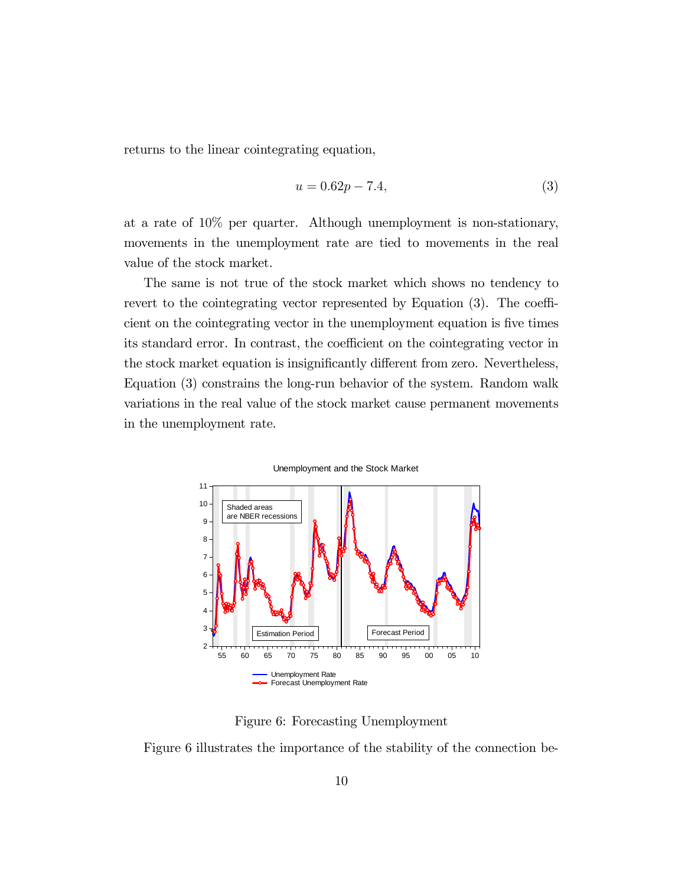returns to the linear cointegrating equation,

$$u = 0.62p - 7.4, \tag{3}$$

at a rate of 10% per quarter. Although unemployment is non-stationary, movements in the unemployment rate are tied to movements in the real value of the stock market.

The same is not true of the stock market which shows no tendency to revert to the cointegrating vector represented by Equation (3). The coefficient on the cointegrating vector in the unemployment equation is five times its standard error. In contrast, the coefficient on the cointegrating vector in the stock market equation is insignificantly different from zero. Nevertheless, Equation (3) constrains the long-run behavior of the system. Random walk variations in the real value of the stock market cause permanent movements in the unemployment rate.

Figure 6: Forecasting Unemployment

Figure 6 illustrates the importance of the stability of the connection be-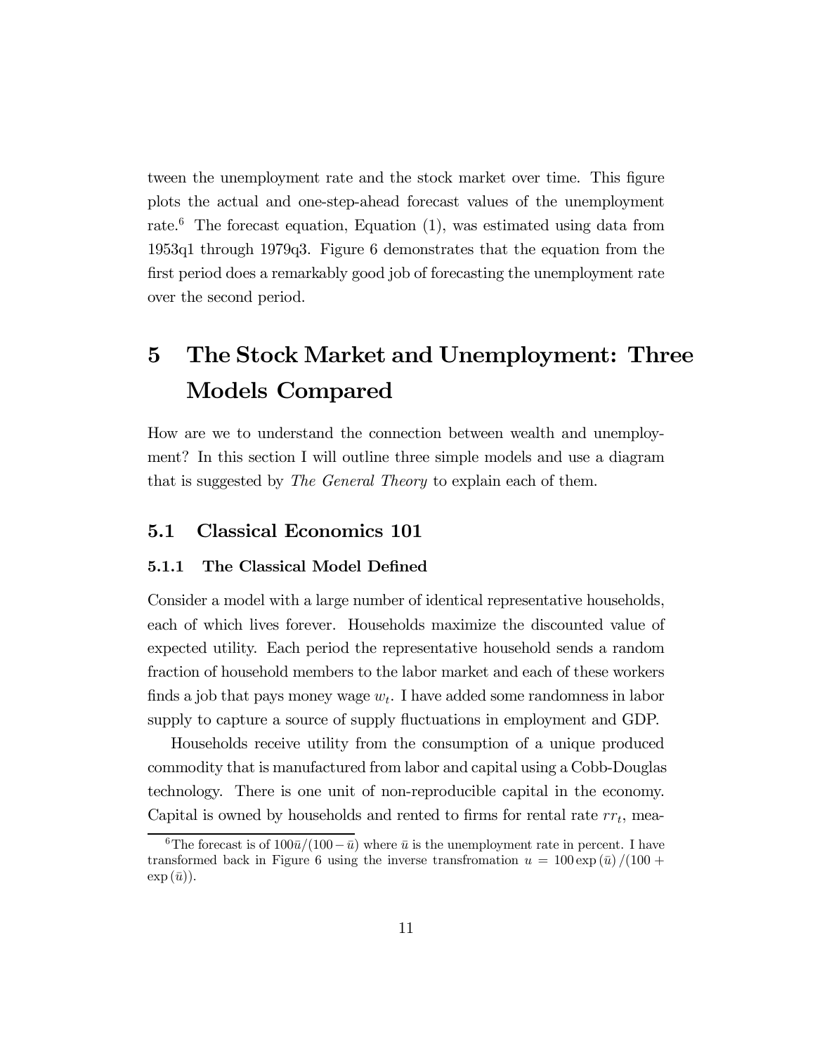tween the unemployment rate and the stock market over time. This figure plots the actual and one-step-ahead forecast values of the unemployment rate.[6] The forecast equation, Equation (1), was estimated using data from 1953q1 through 1979q3. Figure 6 demonstrates that the equation from the first period does a remarkably good job of forecasting the unemployment rate over the second period.

# 5 The Stock Market and Unemployment: Three Models Compared

How are we to understand the connection between wealth and unemployment? In this section I will outline three simple models and use a diagram that is suggested by *The General Theory* to explain each of them.

## 5.1 Classical Economics 101

### 5.1.1 The Classical Model Defined

Consider a model with a large number of identical representative households, each of which lives forever. Households maximize the discounted value of expected utility. Each period the representative household sends a random fraction of household members to the labor market and each of these workers finds a job that pays money wage $w_t$. I have added some randomness in labor supply to capture a source of supply fluctuations in employment and GDP.

Households receive utility from the consumption of a unique produced commodity that is manufactured from labor and capital using a Cobb-Douglas technology. There is one unit of non-reproducible capital in the economy. Capital is owned by households and rented to firms for rental rate $rr_t$, mea-

[6] The forecast is of $100\bar{u}/(100-\bar{u})$ where $\bar{u}$ is the unemployment rate in percent. I have transformed back in Figure 6 using the inverse transfromation $u = 100\exp(\bar{u})/(100 + \exp(\bar{u}))$.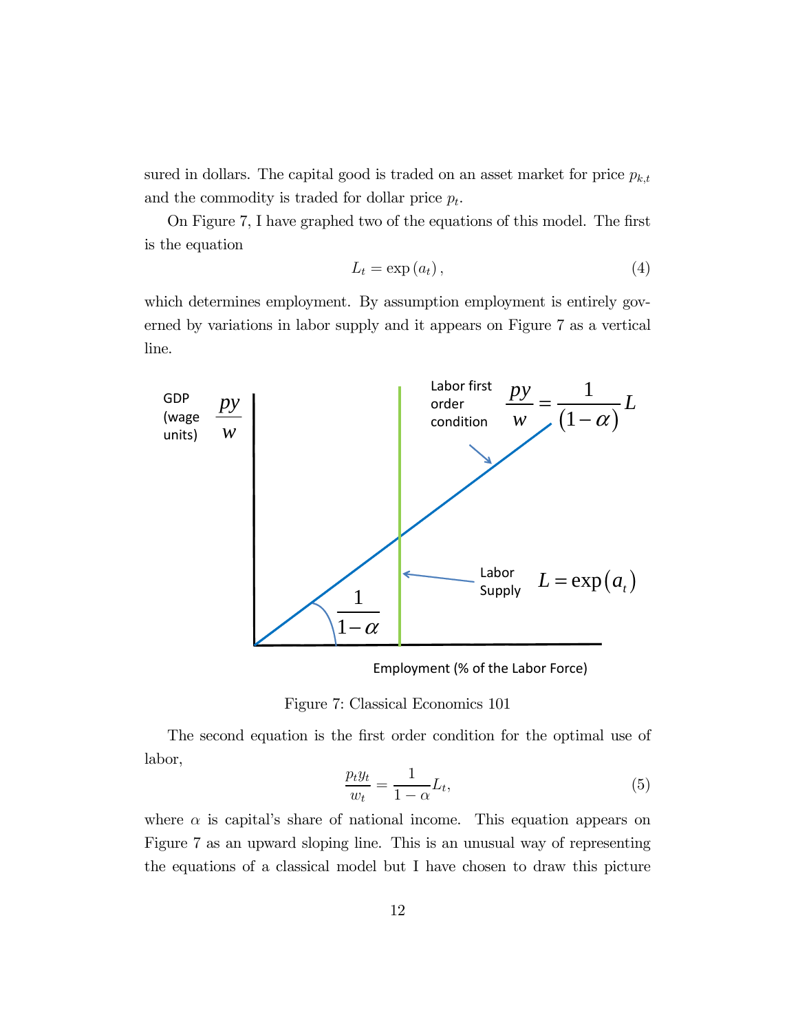sured in dollars. The capital good is traded on an asset market for price $p_{k,t}$ and the commodity is traded for dollar price $p_t$.

On Figure 7, I have graphed two of the equations of this model. The first is the equation

$$L_t = \exp(a_t), \tag{4}$$

which determines employment. By assumption employment is entirely governed by variations in labor supply and it appears on Figure 7 as a vertical line.

Figure 7: Classical Economics 101

The second equation is the first order condition for the optimal use of labor,

$$\frac{p_t y_t}{w_t} = \frac{1}{1-\alpha} L_t, \tag{5}$$

where $\alpha$ is capital's share of national income. This equation appears on Figure 7 as an upward sloping line. This is an unusual way of representing the equations of a classical model but I have chosen to draw this picture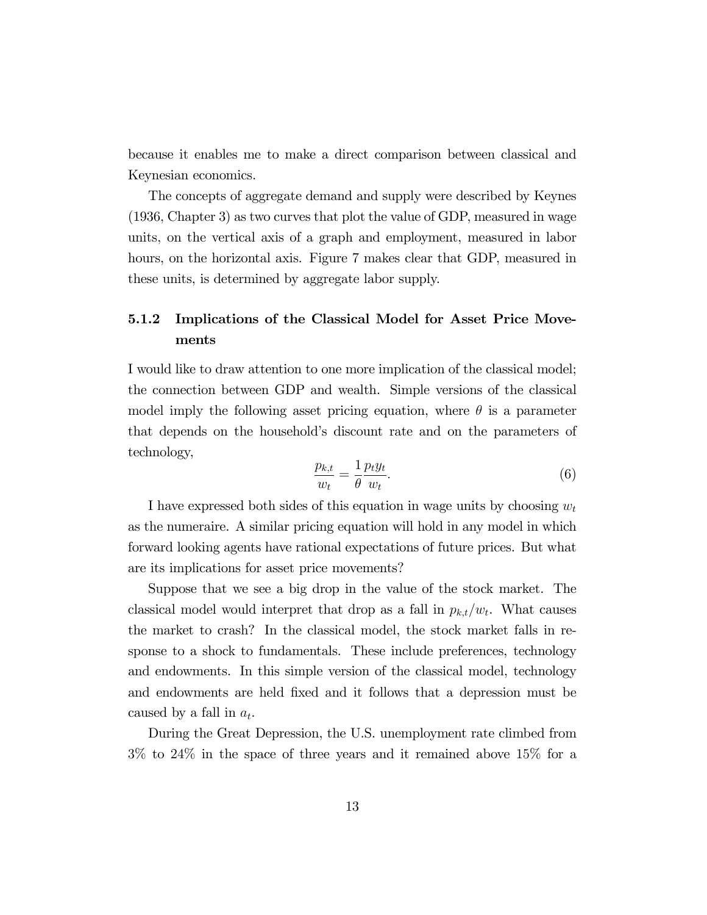because it enables me to make a direct comparison between classical and Keynesian economics.

The concepts of aggregate demand and supply were described by Keynes (1936, Chapter 3) as two curves that plot the value of GDP, measured in wage units, on the vertical axis of a graph and employment, measured in labor hours, on the horizontal axis. Figure 7 makes clear that GDP, measured in these units, is determined by aggregate labor supply.

### 5.1.2 Implications of the Classical Model for Asset Price Movements

I would like to draw attention to one more implication of the classical model; the connection between GDP and wealth. Simple versions of the classical model imply the following asset pricing equation, where $\theta$ is a parameter that depends on the household's discount rate and on the parameters of technology,

$$\frac{p_{k,t}}{w_t} = \frac{1}{\theta} \frac{p_t y_t}{w_t}. \tag{6}$$

I have expressed both sides of this equation in wage units by choosing $w_t$ as the numeraire. A similar pricing equation will hold in any model in which forward looking agents have rational expectations of future prices. But what are its implications for asset price movements?

Suppose that we see a big drop in the value of the stock market. The classical model would interpret that drop as a fall in $p_{k,t}/w_t$. What causes the market to crash? In the classical model, the stock market falls in response to a shock to fundamentals. These include preferences, technology and endowments. In this simple version of the classical model, technology and endowments are held fixed and it follows that a depression must be caused by a fall in $a_t$.

During the Great Depression, the U.S. unemployment rate climbed from 3% to 24% in the space of three years and it remained above 15% for a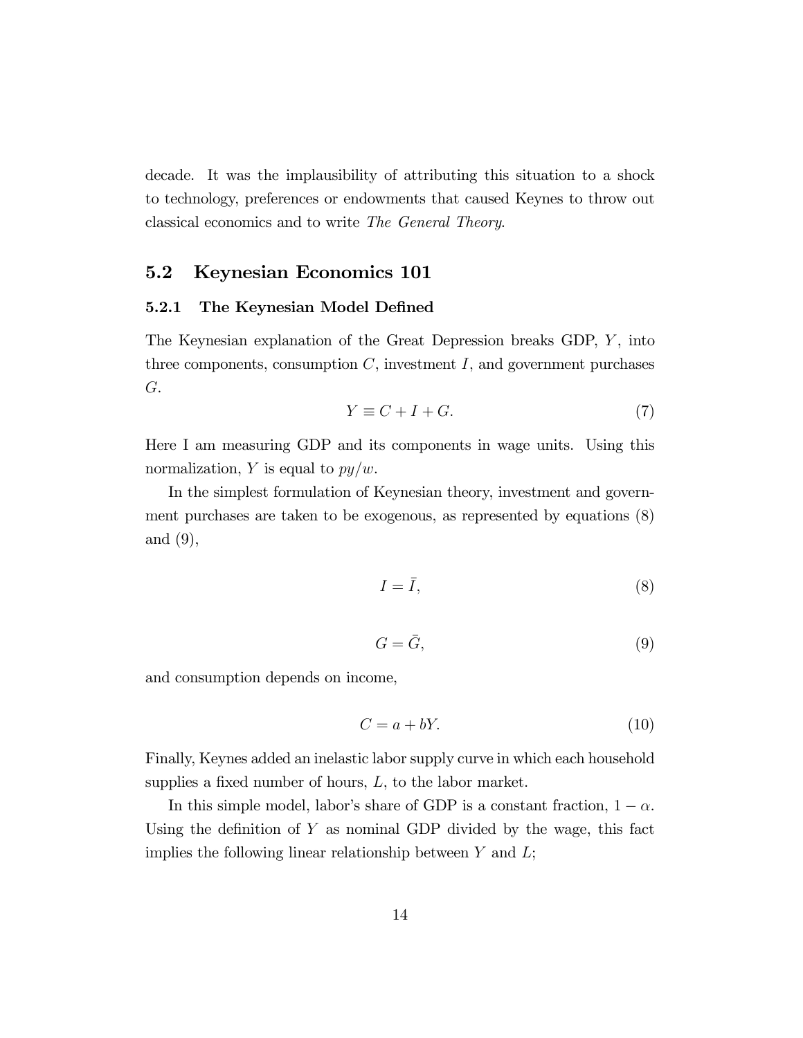decade. It was the implausibility of attributing this situation to a shock to technology, preferences or endowments that caused Keynes to throw out classical economics and to write *The General Theory*.

## 5.2 Keynesian Economics 101

### 5.2.1 The Keynesian Model Defined

The Keynesian explanation of the Great Depression breaks GDP, $Y$, into three components, consumption $C$, investment $I$, and government purchases $G$.

$$Y \equiv C + I + G. \tag{7}$$

Here I am measuring GDP and its components in wage units. Using this normalization, $Y$ is equal to $py/w$.

In the simplest formulation of Keynesian theory, investment and government purchases are taken to be exogenous, as represented by equations (8) and (9),

$$I = \bar{I}, \tag{8}$$

$$G = \bar{G}, \tag{9}$$

and consumption depends on income,

$$C = a + bY. \tag{10}$$

Finally, Keynes added an inelastic labor supply curve in which each household supplies a fixed number of hours, $L$, to the labor market.

In this simple model, labor's share of GDP is a constant fraction, $1 - \alpha$. Using the definition of $Y$ as nominal GDP divided by the wage, this fact implies the following linear relationship between $Y$ and $L$;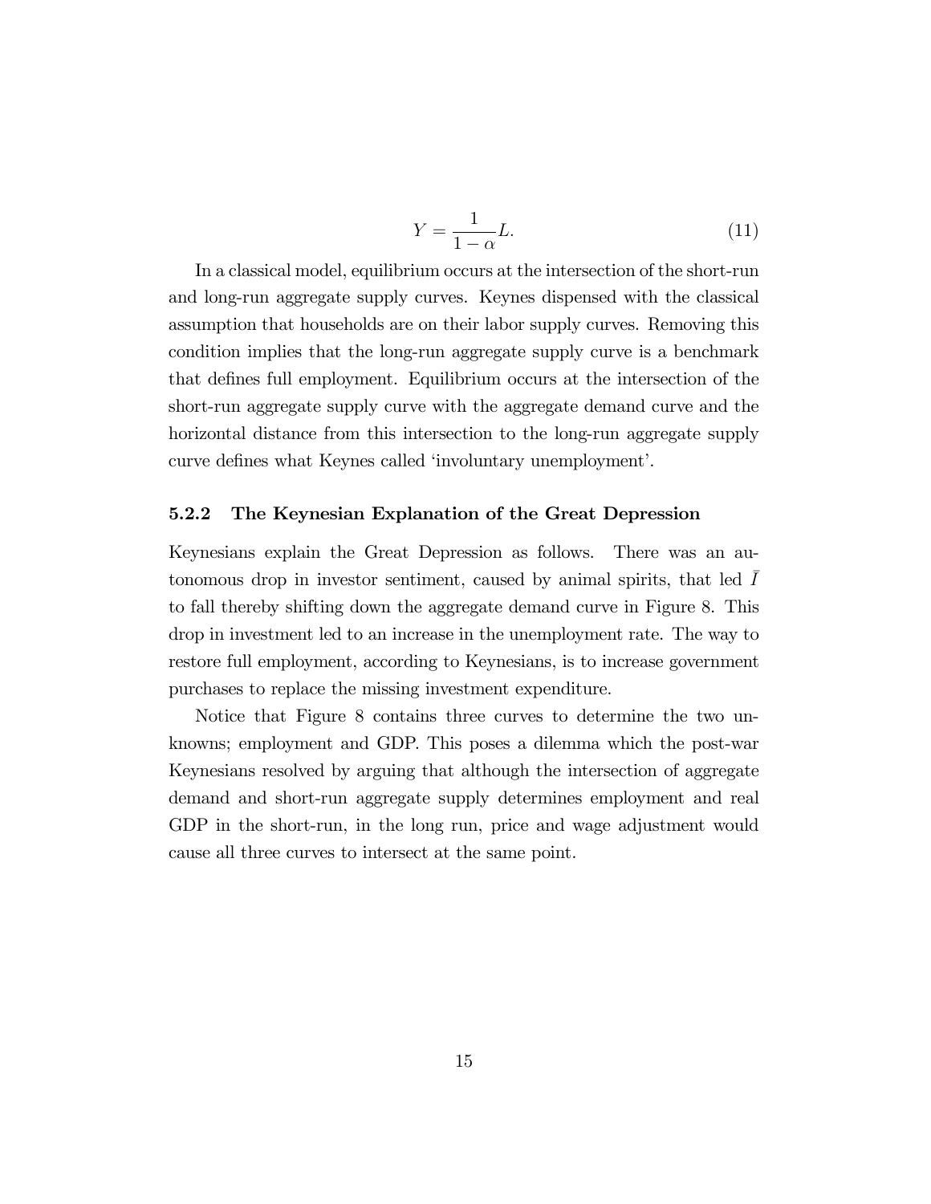$$Y = \frac{1}{1-\alpha} L. \tag{11}$$

In a classical model, equilibrium occurs at the intersection of the short-run and long-run aggregate supply curves. Keynes dispensed with the classical assumption that households are on their labor supply curves. Removing this condition implies that the long-run aggregate supply curve is a benchmark that defines full employment. Equilibrium occurs at the intersection of the short-run aggregate supply curve with the aggregate demand curve and the horizontal distance from this intersection to the long-run aggregate supply curve defines what Keynes called 'involuntary unemployment'.

### 5.2.2 The Keynesian Explanation of the Great Depression

Keynesians explain the Great Depression as follows. There was an autonomous drop in investor sentiment, caused by animal spirits, that led $\bar{I}$ to fall thereby shifting down the aggregate demand curve in Figure 8. This drop in investment led to an increase in the unemployment rate. The way to restore full employment, according to Keynesians, is to increase government purchases to replace the missing investment expenditure.

Notice that Figure 8 contains three curves to determine the two unknowns; employment and GDP. This poses a dilemma which the post-war Keynesians resolved by arguing that although the intersection of aggregate demand and short-run aggregate supply determines employment and real GDP in the short-run, in the long run, price and wage adjustment would cause all three curves to intersect at the same point.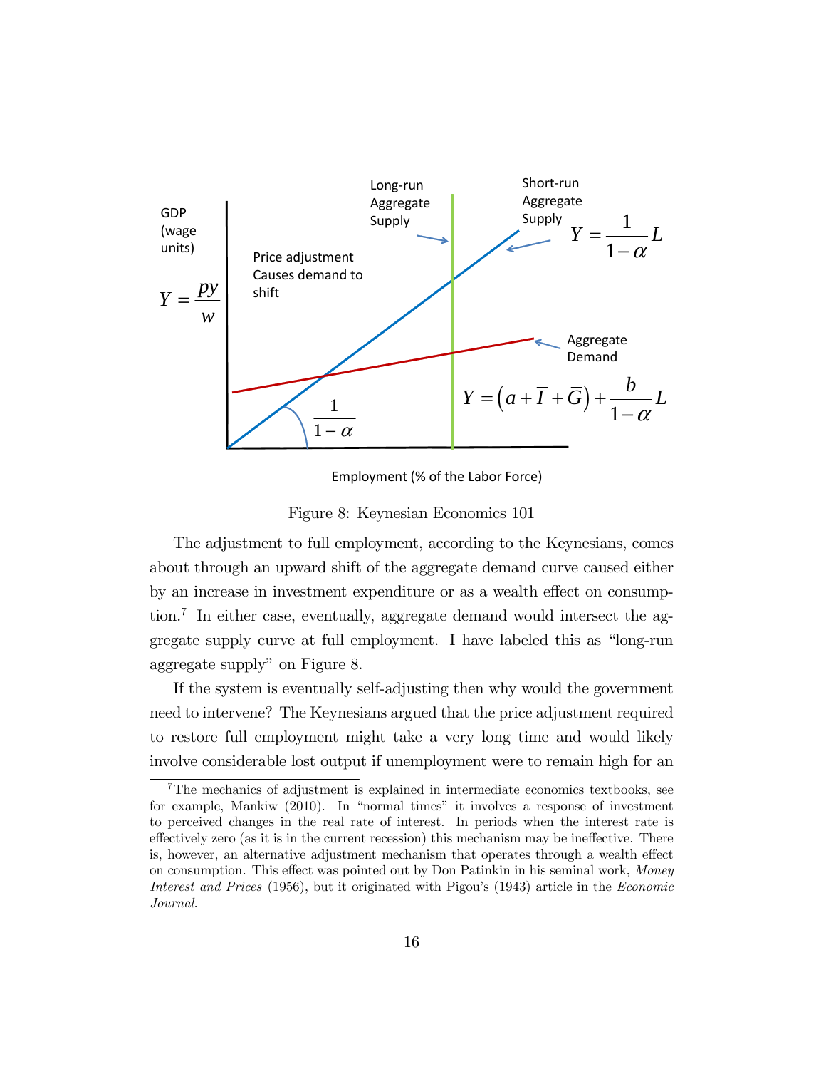GDP (wage units)

$$Y = \frac{py}{w}$$

Long-run Aggregate Supply

Short-run Aggregate Supply

$$Y = \frac{1}{1-\alpha}L$$

Price adjustment Causes demand to shift

Aggregate Demand

$$Y = \left(a + \bar{I} + \bar{G}\right) + \frac{b}{1-\alpha}L$$

$$\frac{1}{1-\alpha}$$

Employment (% of the Labor Force)

Figure 8: Keynesian Economics 101

The adjustment to full employment, according to the Keynesians, comes about through an upward shift of the aggregate demand curve caused either by an increase in investment expenditure or as a wealth effect on consumption.[7] In either case, eventually, aggregate demand would intersect the aggregate supply curve at full employment. I have labeled this as "long-run aggregate supply" on Figure 8.

If the system is eventually self-adjusting then why would the government need to intervene? The Keynesians argued that the price adjustment required to restore full employment might take a very long time and would likely involve considerable lost output if unemployment were to remain high for an

---

[7]The mechanics of adjustment is explained in intermediate economics textbooks, see for example, Mankiw (2010). In "normal times" it involves a response of investment to perceived changes in the real rate of interest. In periods when the interest rate is effectively zero (as it is in the current recession) this mechanism may be ineffective. There is, however, an alternative adjustment mechanism that operates through a wealth effect on consumption. This effect was pointed out by Don Patinkin in his seminal work, *Money Interest and Prices* (1956), but it originated with Pigou's (1943) article in the *Economic Journal*.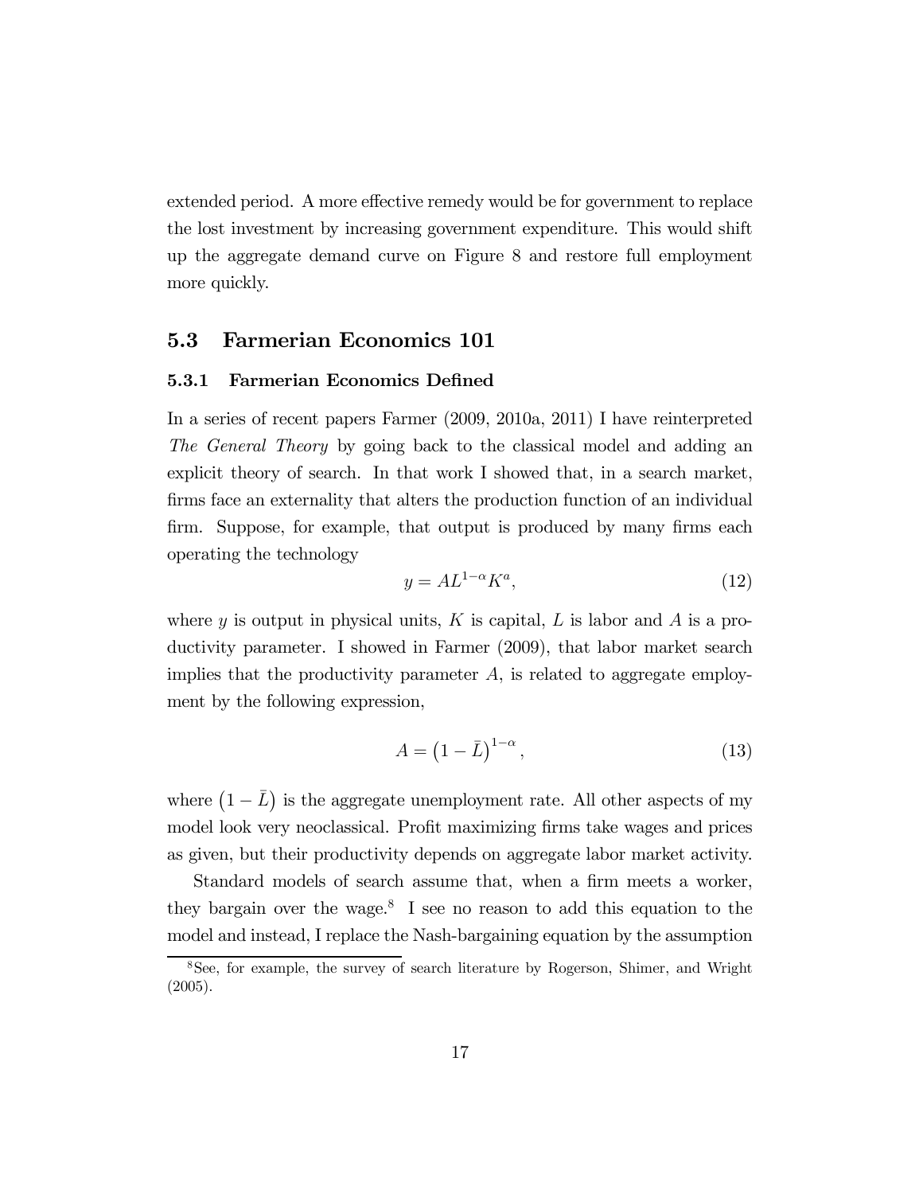extended period. A more effective remedy would be for government to replace the lost investment by increasing government expenditure. This would shift up the aggregate demand curve on Figure 8 and restore full employment more quickly.

## 5.3 Farmerian Economics 101

### 5.3.1 Farmerian Economics Defined

In a series of recent papers Farmer (2009, 2010a, 2011) I have reinterpreted *The General Theory* by going back to the classical model and adding an explicit theory of search. In that work I showed that, in a search market, firms face an externality that alters the production function of an individual firm. Suppose, for example, that output is produced by many firms each operating the technology

$$y = AL^{1-\alpha}K^{a}, \tag{12}$$

where $y$ is output in physical units, $K$ is capital, $L$ is labor and $A$ is a productivity parameter. I showed in Farmer (2009), that labor market search implies that the productivity parameter $A$, is related to aggregate employment by the following expression,

$$A = \left(1 - \bar{L}\right)^{1-\alpha}, \tag{13}$$

where $\left(1 - \bar{L}\right)$ is the aggregate unemployment rate. All other aspects of my model look very neoclassical. Profit maximizing firms take wages and prices as given, but their productivity depends on aggregate labor market activity.

Standard models of search assume that, when a firm meets a worker, they bargain over the wage.[8] I see no reason to add this equation to the model and instead, I replace the Nash-bargaining equation by the assumption

[8] See, for example, the survey of search literature by Rogerson, Shimer, and Wright (2005).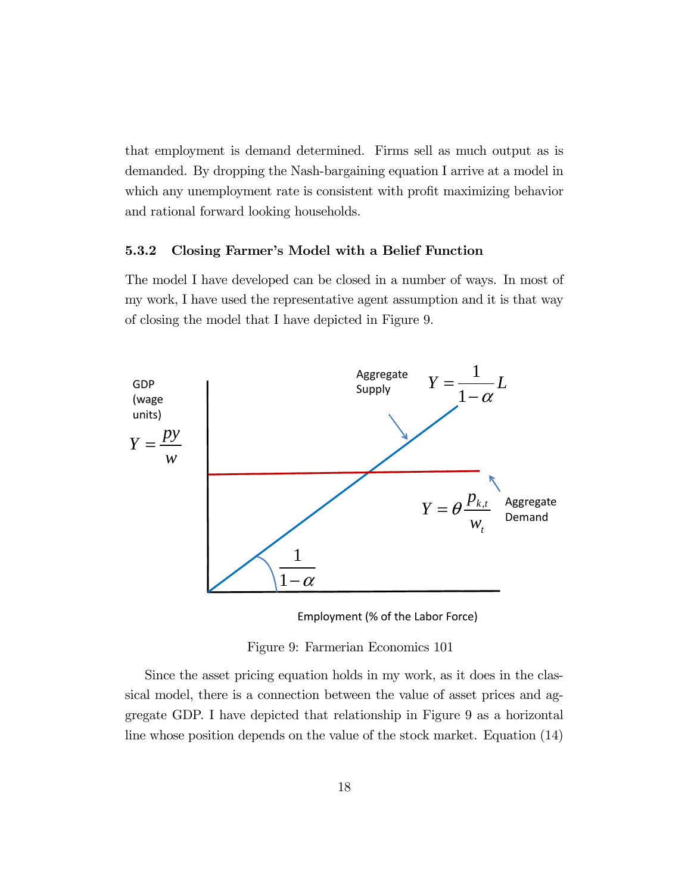that employment is demand determined. Firms sell as much output as is demanded. By dropping the Nash-bargaining equation I arrive at a model in which any unemployment rate is consistent with profit maximizing behavior and rational forward looking households.

### 5.3.2 Closing Farmer's Model with a Belief Function

The model I have developed can be closed in a number of ways. In most of my work, I have used the representative agent assumption and it is that way of closing the model that I have depicted in Figure 9.

Figure 9: Farmerian Economics 101

Since the asset pricing equation holds in my work, as it does in the classical model, there is a connection between the value of asset prices and aggregate GDP. I have depicted that relationship in Figure 9 as a horizontal line whose position depends on the value of the stock market. Equation (14)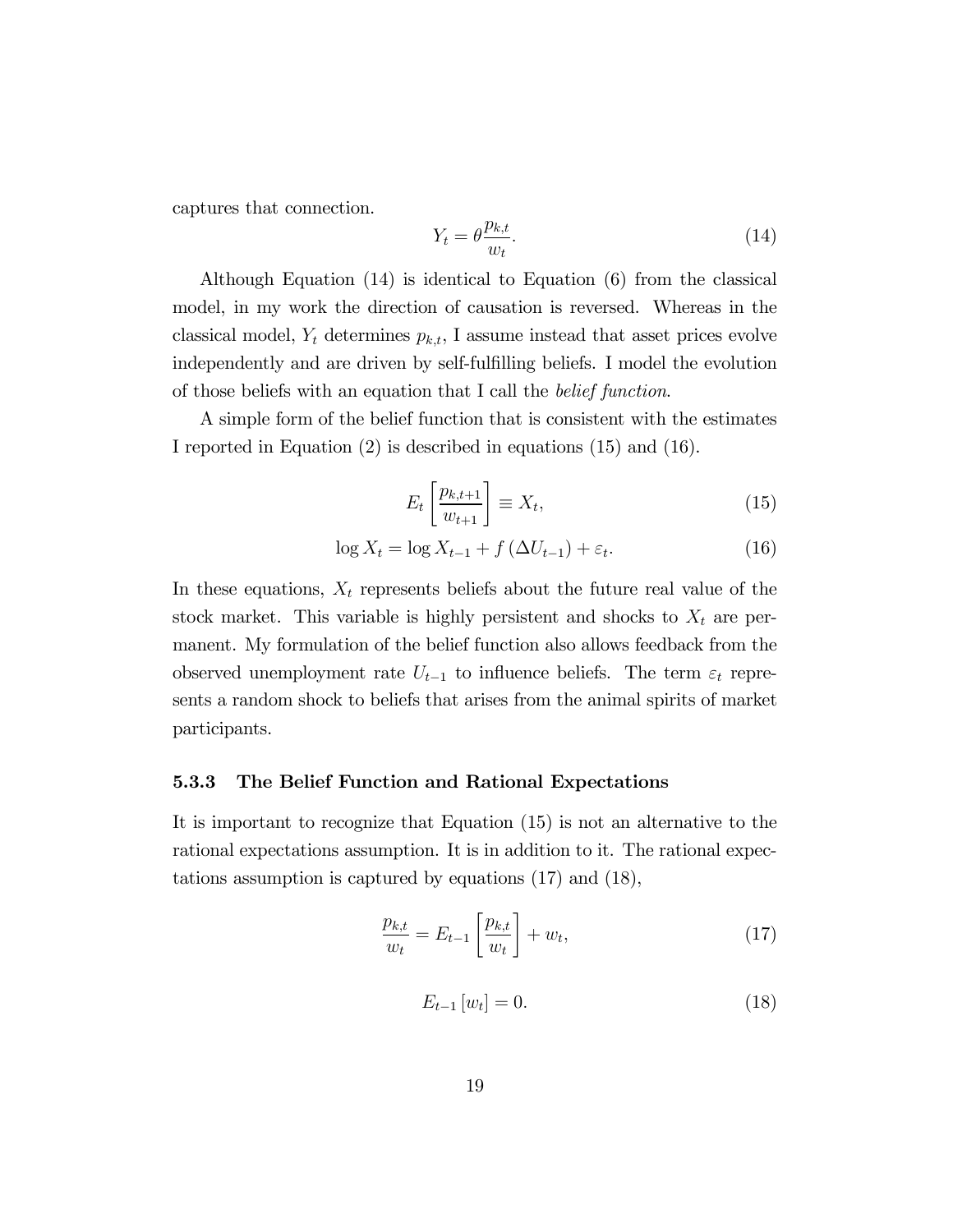captures that connection.

$$Y_t = \theta \frac{p_{k,t}}{w_t}. \tag{14}$$

Although Equation (14) is identical to Equation (6) from the classical model, in my work the direction of causation is reversed. Whereas in the classical model, $Y_t$ determines $p_{k,t}$, I assume instead that asset prices evolve independently and are driven by self-fulfilling beliefs. I model the evolution of those beliefs with an equation that I call the *belief function*.

A simple form of the belief function that is consistent with the estimates I reported in Equation (2) is described in equations (15) and (16).

$$E_t \left[ \frac{p_{k,t+1}}{w_{t+1}} \right] \equiv X_t, \tag{15}$$

$$\log X_t = \log X_{t-1} + f\left(\Delta U_{t-1}\right) + \varepsilon_t. \tag{16}$$

In these equations, $X_t$ represents beliefs about the future real value of the stock market. This variable is highly persistent and shocks to $X_t$ are permanent. My formulation of the belief function also allows feedback from the observed unemployment rate $U_{t-1}$ to influence beliefs. The term $\varepsilon_t$ represents a random shock to beliefs that arises from the animal spirits of market participants.

### 5.3.3 The Belief Function and Rational Expectations

It is important to recognize that Equation (15) is not an alternative to the rational expectations assumption. It is in addition to it. The rational expectations assumption is captured by equations (17) and (18),

$$\frac{p_{k,t}}{w_t} = E_{t-1} \left[ \frac{p_{k,t}}{w_t} \right] + w_t, \tag{17}$$

$$E_{t-1}\left[w_t\right] = 0. \tag{18}$$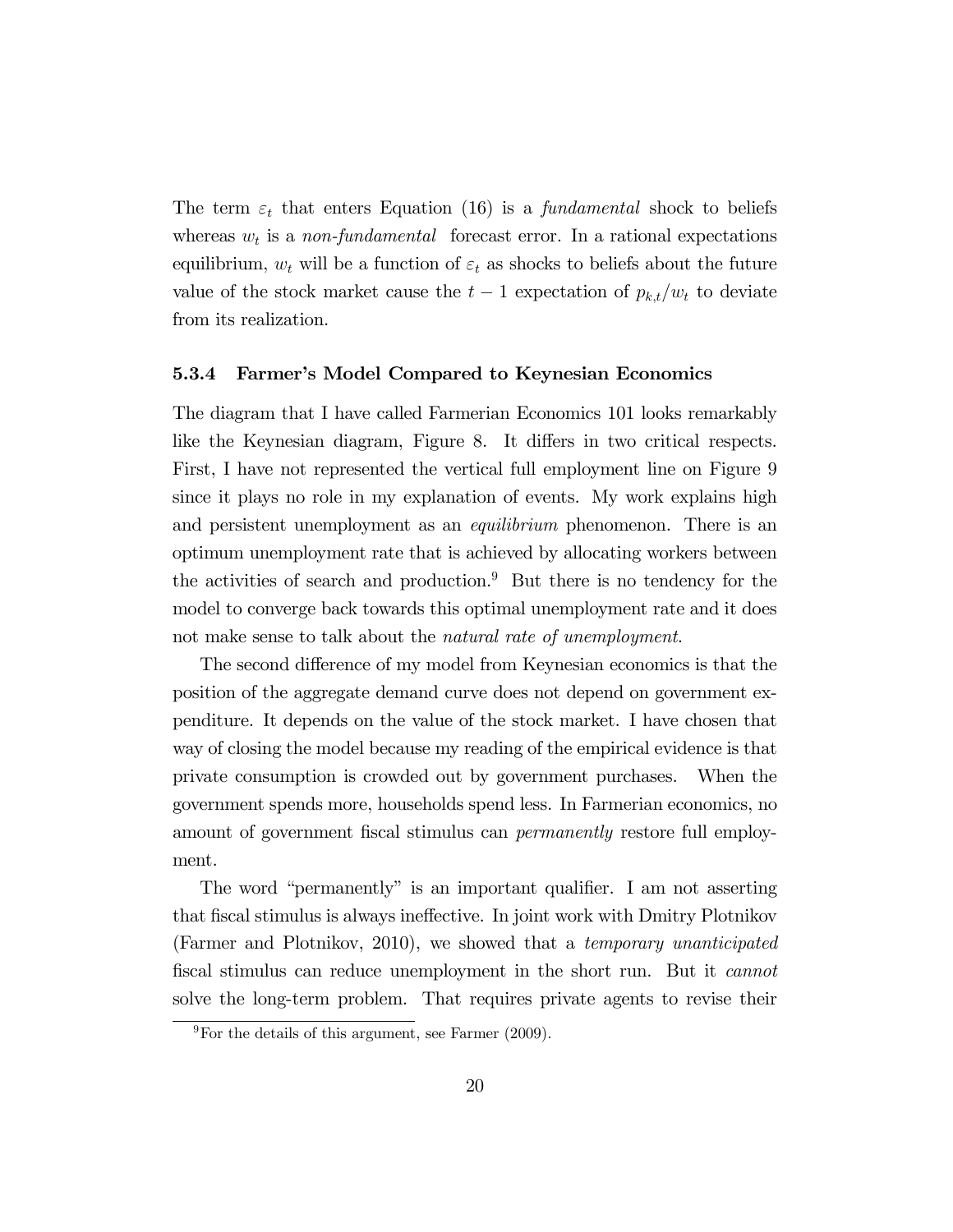The term $\varepsilon_t$ that enters Equation (16) is a *fundamental* shock to beliefs whereas $w_t$ is a *non-fundamental* forecast error. In a rational expectations equilibrium, $w_t$ will be a function of $\varepsilon_t$ as shocks to beliefs about the future value of the stock market cause the $t-1$ expectation of $p_{k,t}/w_t$ to deviate from its realization.

#### 5.3.4 Farmer's Model Compared to Keynesian Economics

The diagram that I have called Farmerian Economics 101 looks remarkably like the Keynesian diagram, Figure 8. It differs in two critical respects. First, I have not represented the vertical full employment line on Figure 9 since it plays no role in my explanation of events. My work explains high and persistent unemployment as an *equilibrium* phenomenon. There is an optimum unemployment rate that is achieved by allocating workers between the activities of search and production.[9] But there is no tendency for the model to converge back towards this optimal unemployment rate and it does not make sense to talk about the *natural rate of unemployment*.

The second difference of my model from Keynesian economics is that the position of the aggregate demand curve does not depend on government expenditure. It depends on the value of the stock market. I have chosen that way of closing the model because my reading of the empirical evidence is that private consumption is crowded out by government purchases. When the government spends more, households spend less. In Farmerian economics, no amount of government fiscal stimulus can *permanently* restore full employment.

The word "permanently" is an important qualifier. I am not asserting that fiscal stimulus is always ineffective. In joint work with Dmitry Plotnikov (Farmer and Plotnikov, 2010), we showed that a *temporary unanticipated* fiscal stimulus can reduce unemployment in the short run. But it *cannot* solve the long-term problem. That requires private agents to revise their

[9] For the details of this argument, see Farmer (2009).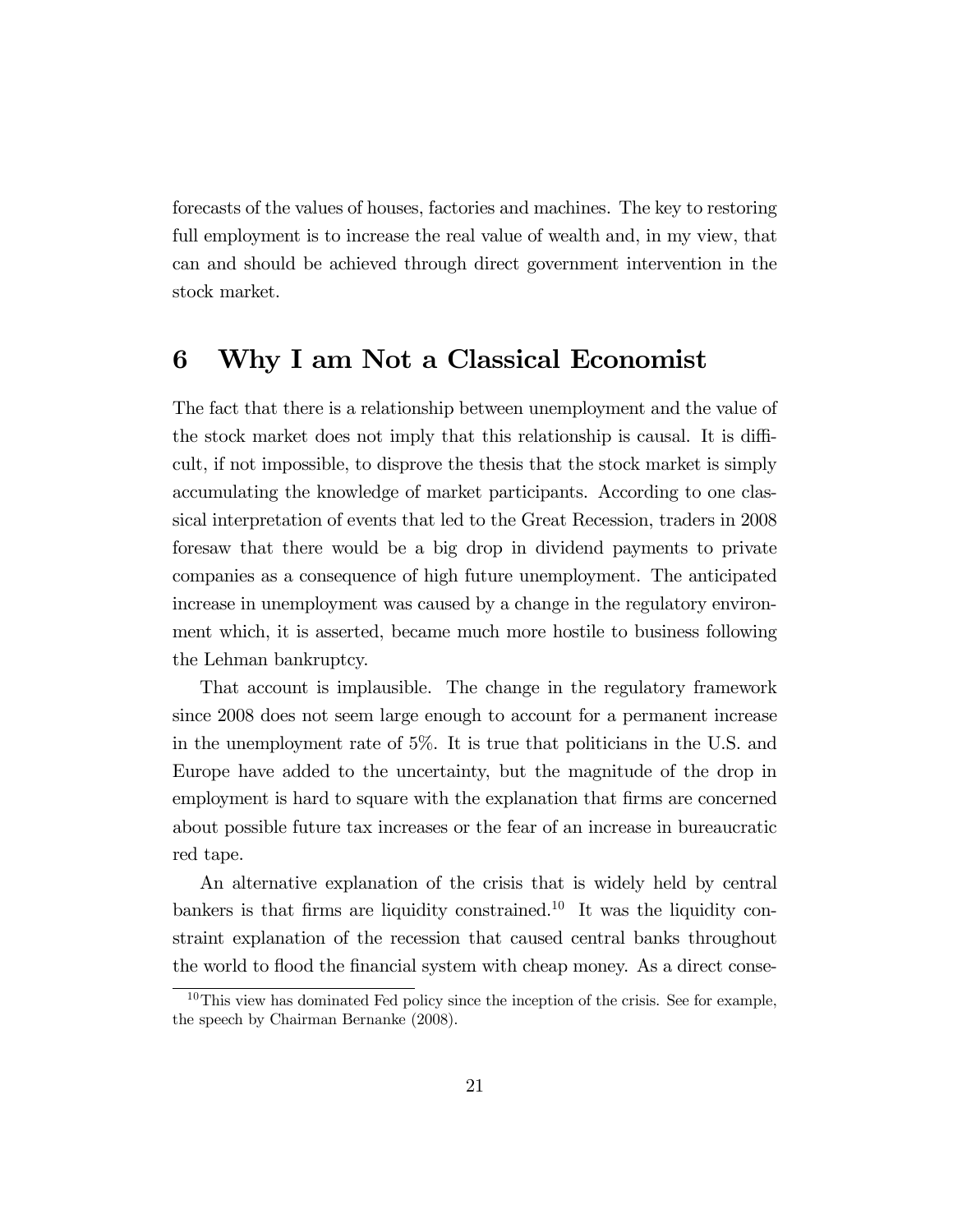forecasts of the values of houses, factories and machines. The key to restoring full employment is to increase the real value of wealth and, in my view, that can and should be achieved through direct government intervention in the stock market.

## 6 Why I am Not a Classical Economist

The fact that there is a relationship between unemployment and the value of the stock market does not imply that this relationship is causal. It is difficult, if not impossible, to disprove the thesis that the stock market is simply accumulating the knowledge of market participants. According to one classical interpretation of events that led to the Great Recession, traders in 2008 foresaw that there would be a big drop in dividend payments to private companies as a consequence of high future unemployment. The anticipated increase in unemployment was caused by a change in the regulatory environment which, it is asserted, became much more hostile to business following the Lehman bankruptcy.

That account is implausible. The change in the regulatory framework since 2008 does not seem large enough to account for a permanent increase in the unemployment rate of 5%. It is true that politicians in the U.S. and Europe have added to the uncertainty, but the magnitude of the drop in employment is hard to square with the explanation that firms are concerned about possible future tax increases or the fear of an increase in bureaucratic red tape.

An alternative explanation of the crisis that is widely held by central bankers is that firms are liquidity constrained.[10] It was the liquidity constraint explanation of the recession that caused central banks throughout the world to flood the financial system with cheap money. As a direct conse-

[10] This view has dominated Fed policy since the inception of the crisis. See for example, the speech by Chairman Bernanke (2008).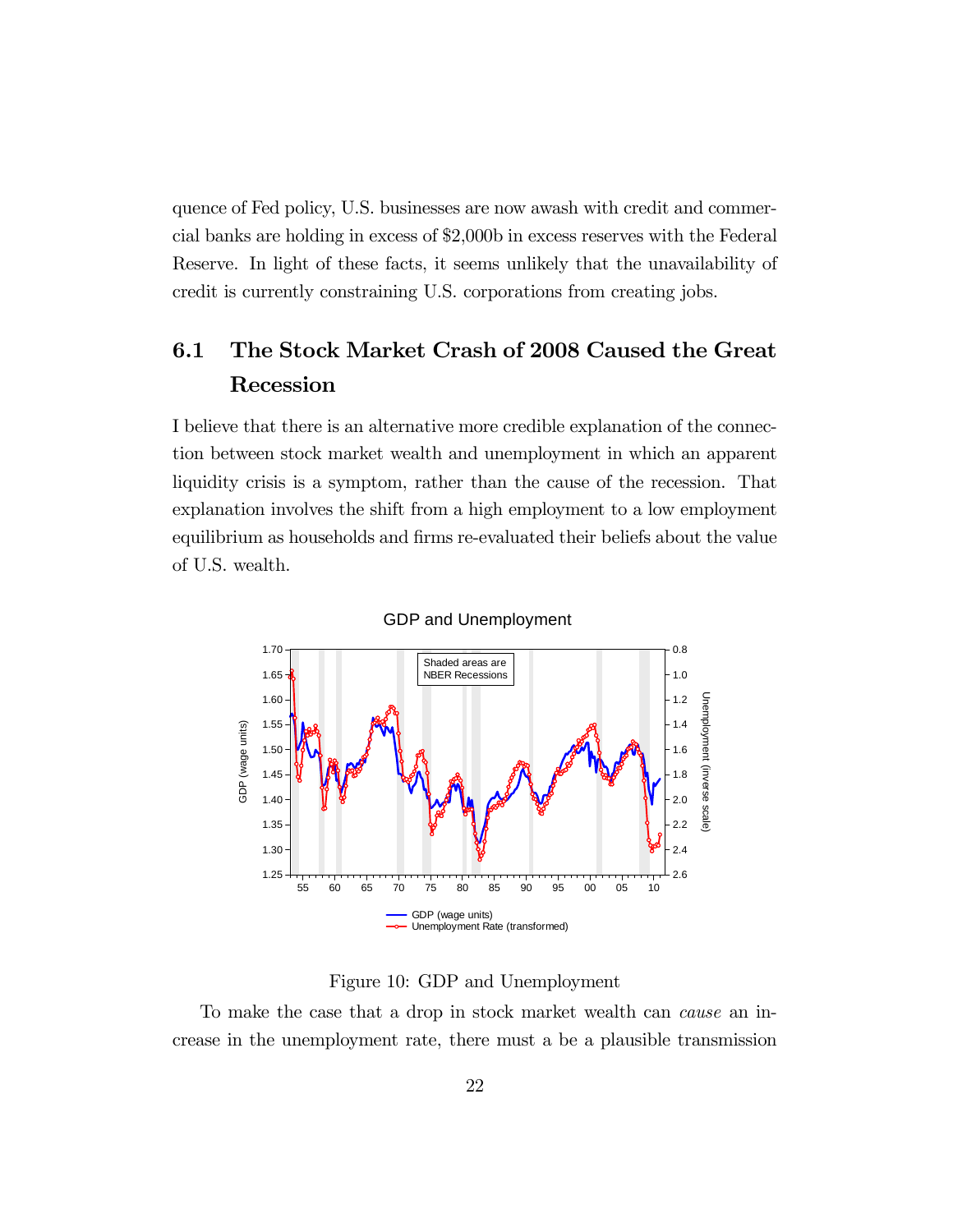quence of Fed policy, U.S. businesses are now awash with credit and commercial banks are holding in excess of \$2,000b in excess reserves with the Federal Reserve. In light of these facts, it seems unlikely that the unavailability of credit is currently constraining U.S. corporations from creating jobs.

## 6.1 The Stock Market Crash of 2008 Caused the Great Recession

I believe that there is an alternative more credible explanation of the connection between stock market wealth and unemployment in which an apparent liquidity crisis is a symptom, rather than the cause of the recession. That explanation involves the shift from a high employment to a low employment equilibrium as households and firms re-evaluated their beliefs about the value of U.S. wealth.

Figure 10: GDP and Unemployment

To make the case that a drop in stock market wealth can *cause* an increase in the unemployment rate, there must a be a plausible transmission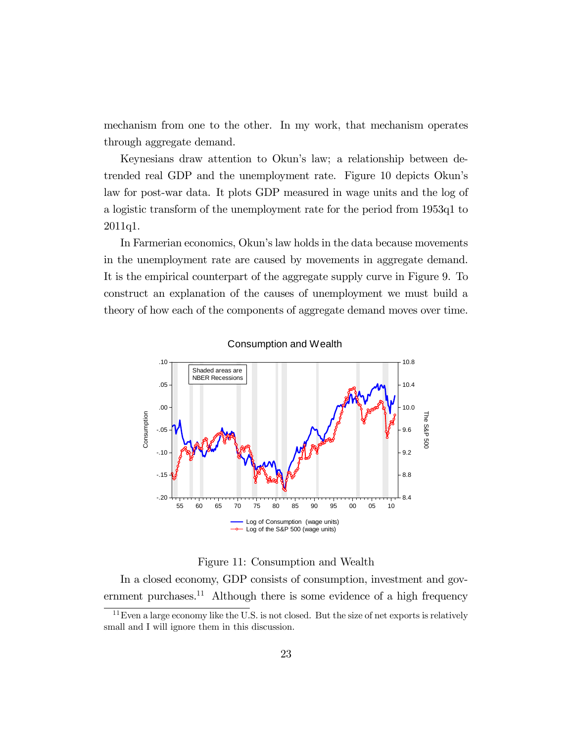mechanism from one to the other. In my work, that mechanism operates through aggregate demand.

Keynesians draw attention to Okun's law; a relationship between detrended real GDP and the unemployment rate. Figure 10 depicts Okun's law for post-war data. It plots GDP measured in wage units and the log of a logistic transform of the unemployment rate for the period from 1953q1 to 2011q1.

In Farmerian economics, Okun's law holds in the data because movements in the unemployment rate are caused by movements in aggregate demand. It is the empirical counterpart of the aggregate supply curve in Figure 9. To construct an explanation of the causes of unemployment we must build a theory of how each of the components of aggregate demand moves over time.

Figure 11: Consumption and Wealth

In a closed economy, GDP consists of consumption, investment and government purchases.[11] Although there is some evidence of a high frequency

[11] Even a large economy like the U.S. is not closed. But the size of net exports is relatively small and I will ignore them in this discussion.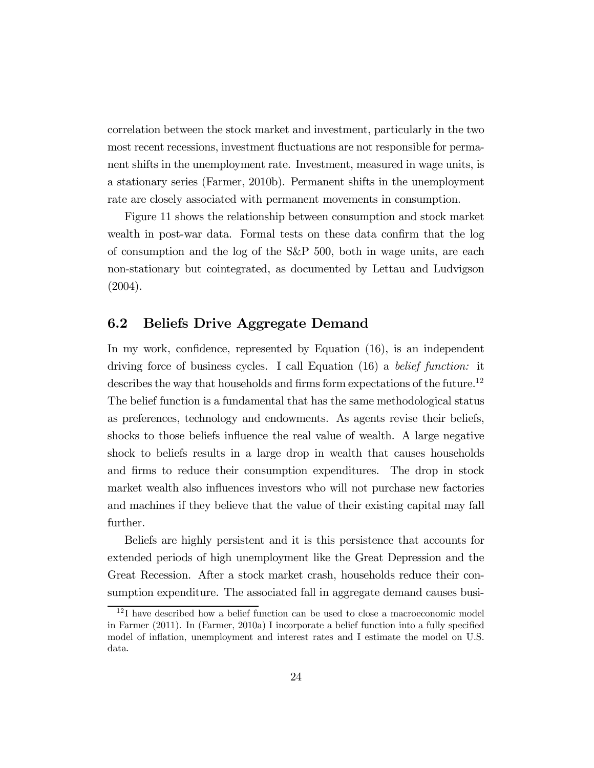correlation between the stock market and investment, particularly in the two most recent recessions, investment fluctuations are not responsible for permanent shifts in the unemployment rate. Investment, measured in wage units, is a stationary series (Farmer, 2010b). Permanent shifts in the unemployment rate are closely associated with permanent movements in consumption.

Figure 11 shows the relationship between consumption and stock market wealth in post-war data. Formal tests on these data confirm that the log of consumption and the log of the S&P 500, both in wage units, are each non-stationary but cointegrated, as documented by Lettau and Ludvigson (2004).

## 6.2 Beliefs Drive Aggregate Demand

In my work, confidence, represented by Equation (16), is an independent driving force of business cycles. I call Equation (16) a *belief function:* it describes the way that households and firms form expectations of the future.[12] The belief function is a fundamental that has the same methodological status as preferences, technology and endowments. As agents revise their beliefs, shocks to those beliefs influence the real value of wealth. A large negative shock to beliefs results in a large drop in wealth that causes households and firms to reduce their consumption expenditures. The drop in stock market wealth also influences investors who will not purchase new factories and machines if they believe that the value of their existing capital may fall further.

Beliefs are highly persistent and it is this persistence that accounts for extended periods of high unemployment like the Great Depression and the Great Recession. After a stock market crash, households reduce their consumption expenditure. The associated fall in aggregate demand causes busi-

[12] I have described how a belief function can be used to close a macroeconomic model in Farmer (2011). In (Farmer, 2010a) I incorporate a belief function into a fully specified model of inflation, unemployment and interest rates and I estimate the model on U.S. data.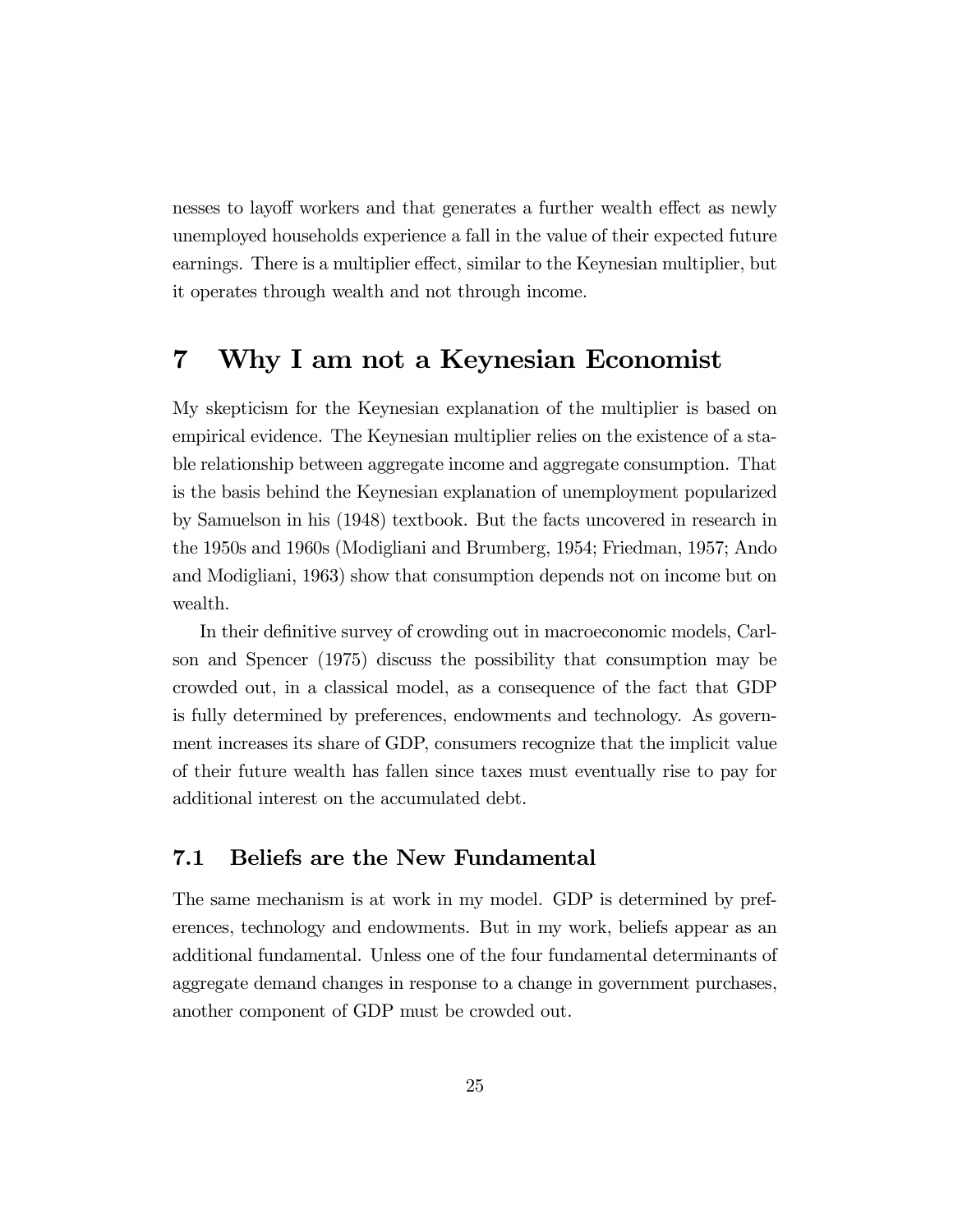nesses to layoff workers and that generates a further wealth effect as newly unemployed households experience a fall in the value of their expected future earnings. There is a multiplier effect, similar to the Keynesian multiplier, but it operates through wealth and not through income.

# 7 Why I am not a Keynesian Economist

My skepticism for the Keynesian explanation of the multiplier is based on empirical evidence. The Keynesian multiplier relies on the existence of a stable relationship between aggregate income and aggregate consumption. That is the basis behind the Keynesian explanation of unemployment popularized by Samuelson in his (1948) textbook. But the facts uncovered in research in the 1950s and 1960s (Modigliani and Brumberg, 1954; Friedman, 1957; Ando and Modigliani, 1963) show that consumption depends not on income but on wealth.

In their definitive survey of crowding out in macroeconomic models, Carlson and Spencer (1975) discuss the possibility that consumption may be crowded out, in a classical model, as a consequence of the fact that GDP is fully determined by preferences, endowments and technology. As government increases its share of GDP, consumers recognize that the implicit value of their future wealth has fallen since taxes must eventually rise to pay for additional interest on the accumulated debt.

## 7.1 Beliefs are the New Fundamental

The same mechanism is at work in my model. GDP is determined by preferences, technology and endowments. But in my work, beliefs appear as an additional fundamental. Unless one of the four fundamental determinants of aggregate demand changes in response to a change in government purchases, another component of GDP must be crowded out.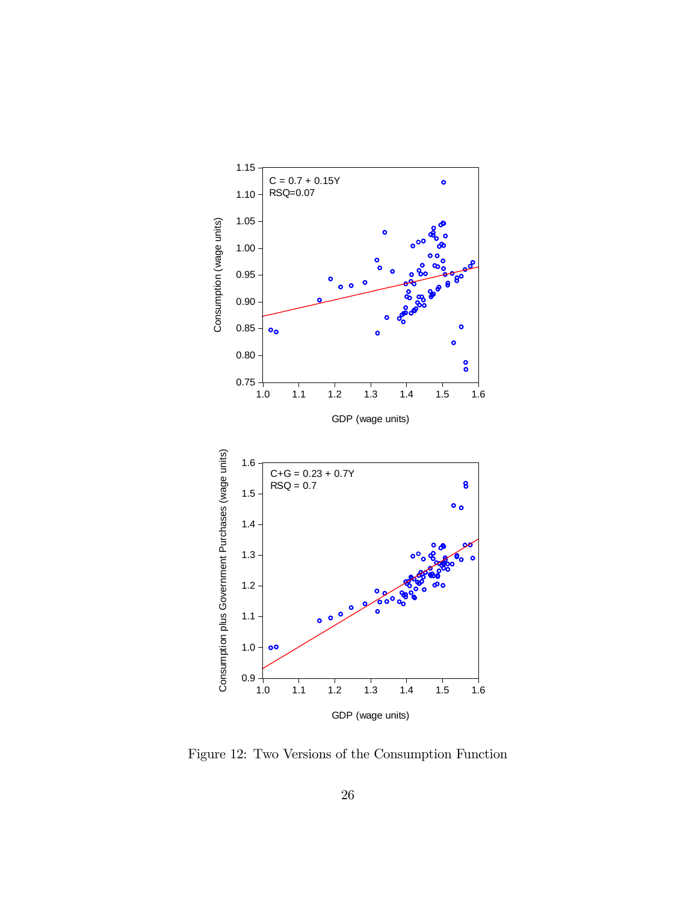Figure 12: Two Versions of the Consumption Function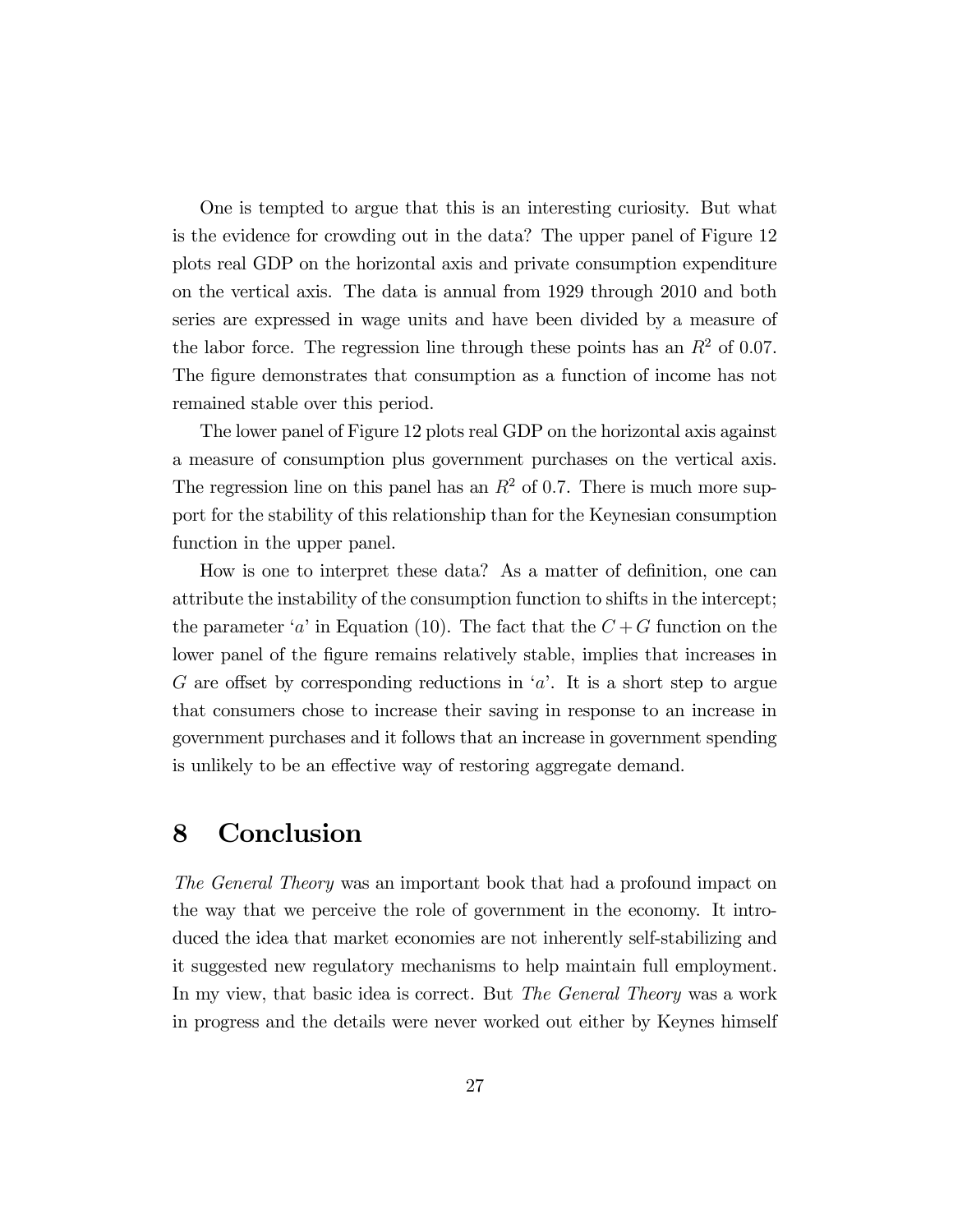One is tempted to argue that this is an interesting curiosity. But what is the evidence for crowding out in the data? The upper panel of Figure 12 plots real GDP on the horizontal axis and private consumption expenditure on the vertical axis. The data is annual from 1929 through 2010 and both series are expressed in wage units and have been divided by a measure of the labor force. The regression line through these points has an $R^2$ of 0.07. The figure demonstrates that consumption as a function of income has not remained stable over this period.

The lower panel of Figure 12 plots real GDP on the horizontal axis against a measure of consumption plus government purchases on the vertical axis. The regression line on this panel has an $R^2$ of 0.7. There is much more support for the stability of this relationship than for the Keynesian consumption function in the upper panel.

How is one to interpret these data? As a matter of definition, one can attribute the instability of the consumption function to shifts in the intercept; the parameter '$a$' in Equation (10). The fact that the $C+G$ function on the lower panel of the figure remains relatively stable, implies that increases in $G$ are offset by corresponding reductions in '$a$'. It is a short step to argue that consumers chose to increase their saving in response to an increase in government purchases and it follows that an increase in government spending is unlikely to be an effective way of restoring aggregate demand.

# 8 Conclusion

*The General Theory* was an important book that had a profound impact on the way that we perceive the role of government in the economy. It introduced the idea that market economies are not inherently self-stabilizing and it suggested new regulatory mechanisms to help maintain full employment. In my view, that basic idea is correct. But *The General Theory* was a work in progress and the details were never worked out either by Keynes himself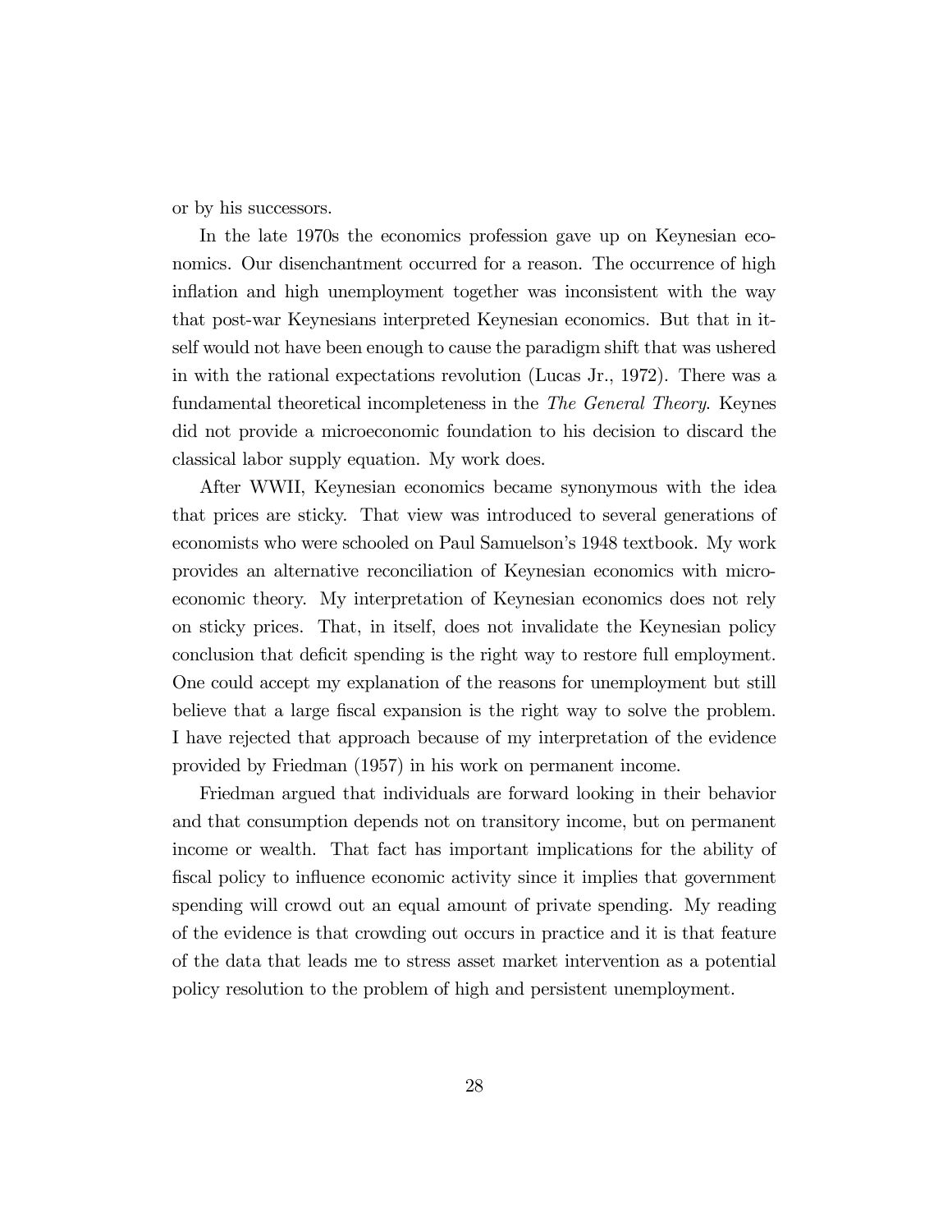or by his successors.

In the late 1970s the economics profession gave up on Keynesian economics. Our disenchantment occurred for a reason. The occurrence of high inflation and high unemployment together was inconsistent with the way that post-war Keynesians interpreted Keynesian economics. But that in itself would not have been enough to cause the paradigm shift that was ushered in with the rational expectations revolution (Lucas Jr., 1972). There was a fundamental theoretical incompleteness in the *The General Theory*. Keynes did not provide a microeconomic foundation to his decision to discard the classical labor supply equation. My work does.

After WWII, Keynesian economics became synonymous with the idea that prices are sticky. That view was introduced to several generations of economists who were schooled on Paul Samuelson's 1948 textbook. My work provides an alternative reconciliation of Keynesian economics with microeconomic theory. My interpretation of Keynesian economics does not rely on sticky prices. That, in itself, does not invalidate the Keynesian policy conclusion that deficit spending is the right way to restore full employment. One could accept my explanation of the reasons for unemployment but still believe that a large fiscal expansion is the right way to solve the problem. I have rejected that approach because of my interpretation of the evidence provided by Friedman (1957) in his work on permanent income.

Friedman argued that individuals are forward looking in their behavior and that consumption depends not on transitory income, but on permanent income or wealth. That fact has important implications for the ability of fiscal policy to influence economic activity since it implies that government spending will crowd out an equal amount of private spending. My reading of the evidence is that crowding out occurs in practice and it is that feature of the data that leads me to stress asset market intervention as a potential policy resolution to the problem of high and persistent unemployment.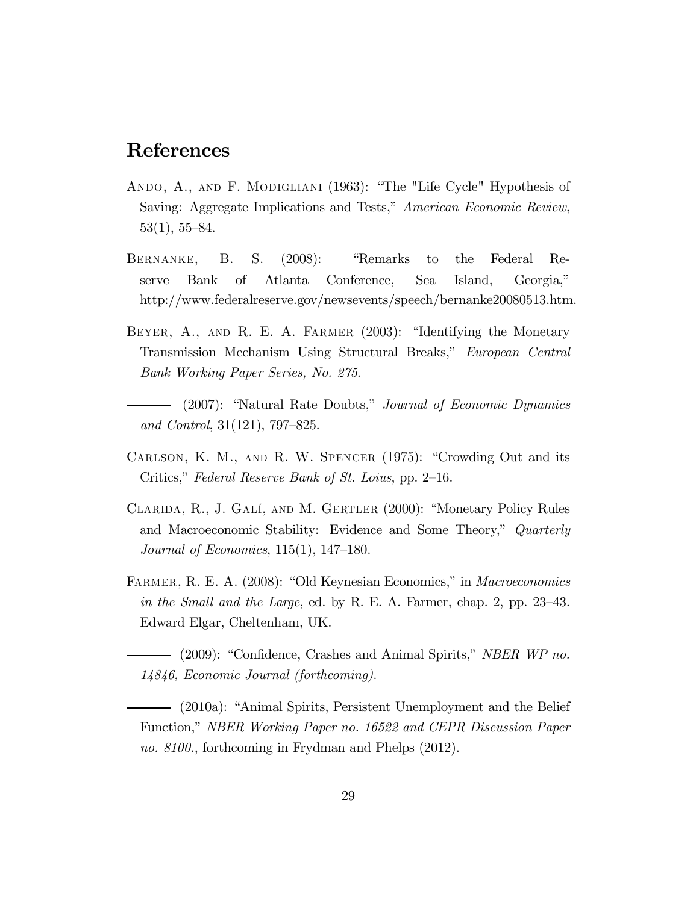# References

Ando, A., and F. Modigliani (1963): "The "Life Cycle" Hypothesis of Saving: Aggregate Implications and Tests," *American Economic Review*, 53(1), 55–84.

Bernanke, B. S. (2008): "Remarks to the Federal Reserve Bank of Atlanta Conference, Sea Island, Georgia," http://www.federalreserve.gov/newsevents/speech/bernanke20080513.htm.

Beyer, A., and R. E. A. Farmer (2003): "Identifying the Monetary Transmission Mechanism Using Structural Breaks," *European Central Bank Working Paper Series, No. 275*.

——— (2007): "Natural Rate Doubts," *Journal of Economic Dynamics and Control*, 31(121), 797–825.

Carlson, K. M., and R. W. Spencer (1975): "Crowding Out and its Critics," *Federal Reserve Bank of St. Loius*, pp. 2–16.

Clarida, R., J. Galí, and M. Gertler (2000): "Monetary Policy Rules and Macroeconomic Stability: Evidence and Some Theory," *Quarterly Journal of Economics*, 115(1), 147–180.

Farmer, R. E. A. (2008): "Old Keynesian Economics," in *Macroeconomics in the Small and the Large*, ed. by R. E. A. Farmer, chap. 2, pp. 23–43. Edward Elgar, Cheltenham, UK.

——— (2009): "Confidence, Crashes and Animal Spirits," *NBER WP no. 14846, Economic Journal (forthcoming)*.

——— (2010a): "Animal Spirits, Persistent Unemployment and the Belief Function," *NBER Working Paper no. 16522 and CEPR Discussion Paper no. 8100.*, forthcoming in Frydman and Phelps (2012).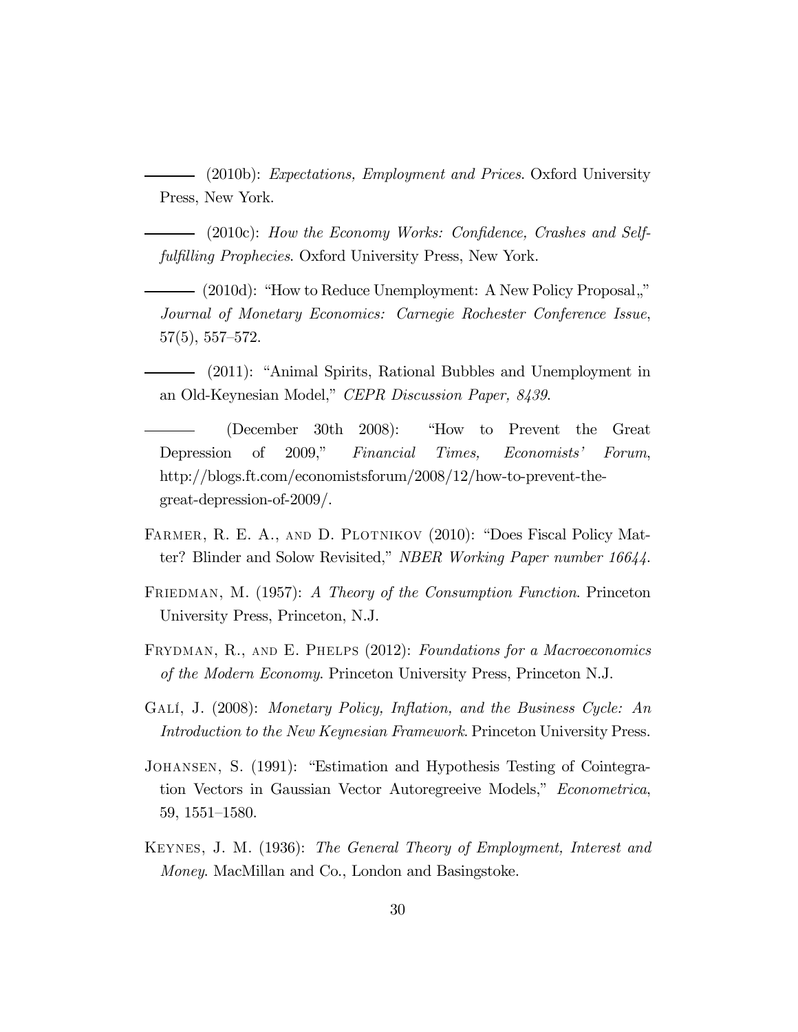——— (2010b): *Expectations, Employment and Prices*. Oxford University Press, New York.

——— (2010c): *How the Economy Works: Confidence, Crashes and Self-fulfilling Prophecies*. Oxford University Press, New York.

——— (2010d): "How to Reduce Unemployment: A New Policy Proposal,," *Journal of Monetary Economics: Carnegie Rochester Conference Issue*, 57(5), 557–572.

——— (2011): "Animal Spirits, Rational Bubbles and Unemployment in an Old-Keynesian Model," *CEPR Discussion Paper, 8439*.

——— (December 30th 2008): "How to Prevent the Great Depression of 2009," *Financial Times, Economists' Forum*, http://blogs.ft.com/economistsforum/2008/12/how-to-prevent-the-great-depression-of-2009/.

Farmer, R. E. A., and D. Plotnikov (2010): "Does Fiscal Policy Matter? Blinder and Solow Revisited," *NBER Working Paper number 16644*.

Friedman, M. (1957): *A Theory of the Consumption Function*. Princeton University Press, Princeton, N.J.

Frydman, R., and E. Phelps (2012): *Foundations for a Macroeconomics of the Modern Economy*. Princeton University Press, Princeton N.J.

Galí, J. (2008): *Monetary Policy, Inflation, and the Business Cycle: An Introduction to the New Keynesian Framework*. Princeton University Press.

Johansen, S. (1991): "Estimation and Hypothesis Testing of Cointegration Vectors in Gaussian Vector Autoregreeive Models," *Econometrica*, 59, 1551–1580.

Keynes, J. M. (1936): *The General Theory of Employment, Interest and Money*. MacMillan and Co., London and Basingstoke.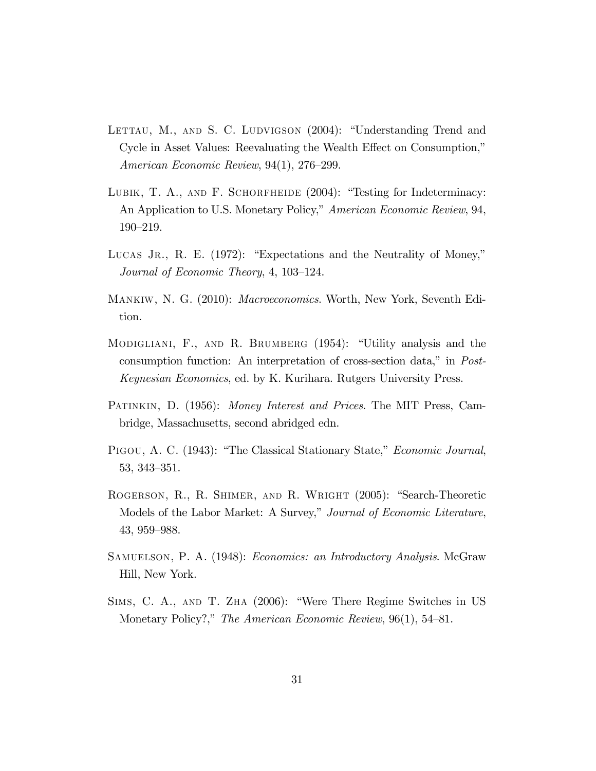Lettau, M., and S. C. Ludvigson (2004): "Understanding Trend and Cycle in Asset Values: Reevaluating the Wealth Effect on Consumption," *American Economic Review*, 94(1), 276–299.

Lubik, T. A., and F. Schorfheide (2004): "Testing for Indeterminacy: An Application to U.S. Monetary Policy," *American Economic Review*, 94, 190–219.

Lucas Jr., R. E. (1972): "Expectations and the Neutrality of Money," *Journal of Economic Theory*, 4, 103–124.

Mankiw, N. G. (2010): *Macroeconomics*. Worth, New York, Seventh Edition.

Modigliani, F., and R. Brumberg (1954): "Utility analysis and the consumption function: An interpretation of cross-section data," in *Post-Keynesian Economics*, ed. by K. Kurihara. Rutgers University Press.

Patinkin, D. (1956): *Money Interest and Prices*. The MIT Press, Cambridge, Massachusetts, second abridged edn.

Pigou, A. C. (1943): "The Classical Stationary State," *Economic Journal*, 53, 343–351.

Rogerson, R., R. Shimer, and R. Wright (2005): "Search-Theoretic Models of the Labor Market: A Survey," *Journal of Economic Literature*, 43, 959–988.

Samuelson, P. A. (1948): *Economics: an Introductory Analysis*. McGraw Hill, New York.

Sims, C. A., and T. Zha (2006): "Were There Regime Switches in US Monetary Policy?," *The American Economic Review*, 96(1), 54–81.